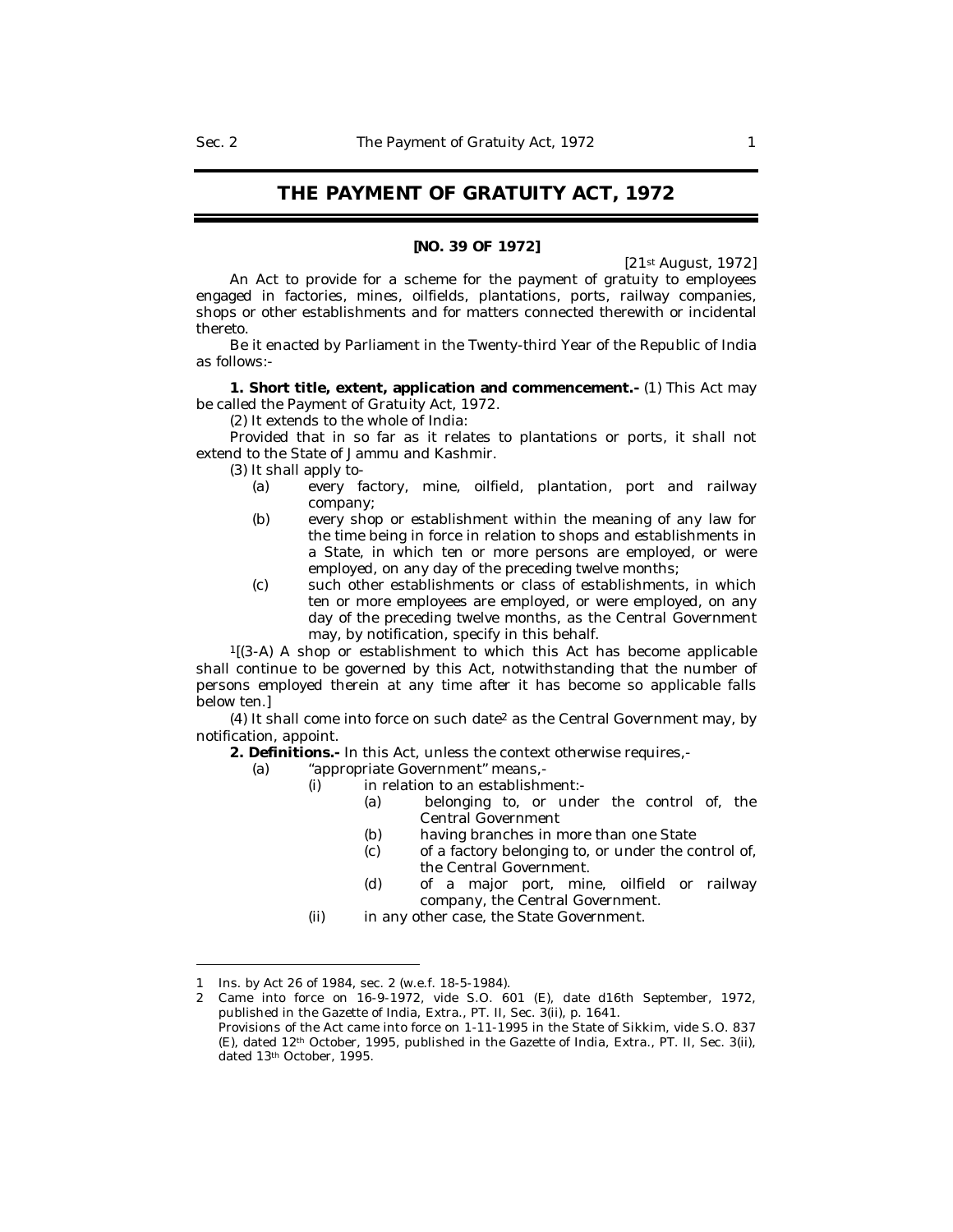# THE PAYMENT OF GRATUITY ACT, 1972

**[NO. 39 OF 1972]**

[21st August, 1972]

An Act to provide for a scheme for the payment of gratuity to employees engaged in factories, mines, oilfields, plantations, ports, railway companies, shops or other establishments and for matters connected therewith or incidental thereto.

Be it enacted by Parliament in the Twenty-third Year of the Republic of India as follows:-

**1. Short title, extent, application and commencement.-** (1) This Act may be called the Payment of Gratuity Act, 1972.

(2) It extends to the whole of India:

Provided that in so far as it relates to plantations or ports, it shall not extend to the State of Jammu and Kashmir.

(3) It shall apply to-

- (a) every factory, mine, oilfield, plantation, port and railway company;
- (b) every shop or establishment within the meaning of any law for the time being in force in relation to shops and establishments in a State, in which ten or more persons are employed, or were employed, on any day of the preceding twelve months;
- (c) such other establishments or class of establishments, in which ten or more employees are employed, or were employed, on any day of the preceding twelve months, as the Central Government may, by notification, specify in this behalf.

[1][(3-A) A shop or establishment to which this Act has become applicable shall continue to be governed by this Act, notwithstanding that the number of persons employed therein at any time after it has become so applicable falls below ten.]

(4) It shall come into force on such date[2] as the Central Government may, by notification, appoint.

**2. Definitions.-** In this Act, unless the context otherwise requires,-

- (a) "appropriate Government" means,-
  - (i) in relation to an establishment:-
    - (a) belonging to, or under the control of, the Central Government
    - (b) having branches in more than one State
    - (c) of a factory belonging to, or under the control of, the Central Government.
    - (d) of a major port, mine, oilfield or railway company, the Central Government.
  - (ii) in any other case, the State Government.

---

1 Ins. by Act 26 of 1984, sec. 2 (w.e.f. 18-5-1984).

2 Came into force on 16-9-1972, vide S.O. 601 (E), date d16th September, 1972, published in the Gazette of India, Extra., PT. II, Sec. 3(ii), p. 1641.
Provisions of the Act came into force on 1-11-1995 in the State of Sikkim, vide S.O. 837 (E), dated 12th October, 1995, published in the Gazette of India, Extra., PT. II, Sec. 3(ii), dated 13th October, 1995.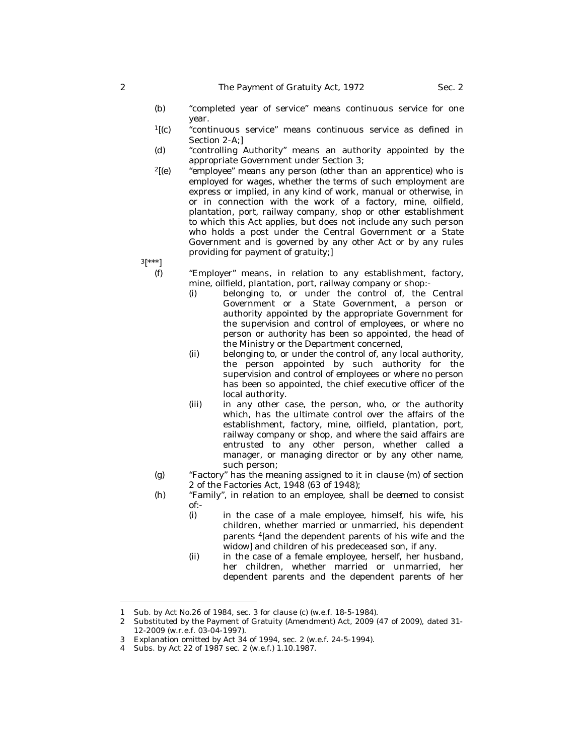(b) "completed year of service" means continuous service for one year.

[1][(c) "continuous service" means continuous service as defined in Section 2-A;]

(d) "controlling Authority" means an authority appointed by the appropriate Government under Section 3;

[2][(e) "employee" means any person (other than an apprentice) who is employed for wages, whether the terms of such employment are express or implied, in any kind of work, manual or otherwise, in or in connection with the work of a factory, mine, oilfield, plantation, port, railway company, shop or other establishment to which this Act applies, but does not include any such person who holds a post under the Central Government or a State Government and is governed by any other Act or by any rules providing for payment of gratuity;]

[3][***]

(f) "Employer" means, in relation to any establishment, factory, mine, oilfield, plantation, port, railway company or shop:-

  (i) belonging to, or under the control of, the Central Government or a State Government, a person or authority appointed by the appropriate Government for the supervision and control of employees, or where no person or authority has been so appointed, the head of the Ministry or the Department concerned,

  (ii) belonging to, or under the control of, any local authority, the person appointed by such authority for the supervision and control of employees or where no person has been so appointed, the chief executive officer of the local authority.

  (iii) in any other case, the person, who, or the authority which, has the ultimate control over the affairs of the establishment, factory, mine, oilfield, plantation, port, railway company or shop, and where the said affairs are entrusted to any other person, whether called a manager, or managing director or by any other name, such person;

(g) "Factory" has the meaning assigned to it in clause (m) of section 2 of the Factories Act, 1948 (63 of 1948);

(h) "Family", in relation to an employee, shall be deemed to consist of:-

  (i) in the case of a male employee, himself, his wife, his children, whether married or unmarried, his dependent parents [4][and the dependent parents of his wife and the widow] and children of his predeceased son, if any.

  (ii) in the case of a female employee, herself, her husband, her children, whether married or unmarried, her dependent parents and the dependent parents of her

---

1 Sub. by Act No.26 of 1984, sec. 3 for clause (c) (w.e.f. 18-5-1984).

2 Substituted by the Payment of Gratuity (Amendment) Act, 2009 (47 of 2009), dated 31-12-2009 (w.r.e.f. 03-04-1997).

3 Explanation omitted by Act 34 of 1994, sec. 2 (w.e.f. 24-5-1994).

4 Subs. by Act 22 of 1987 sec. 2 (w.e.f.) 1.10.1987.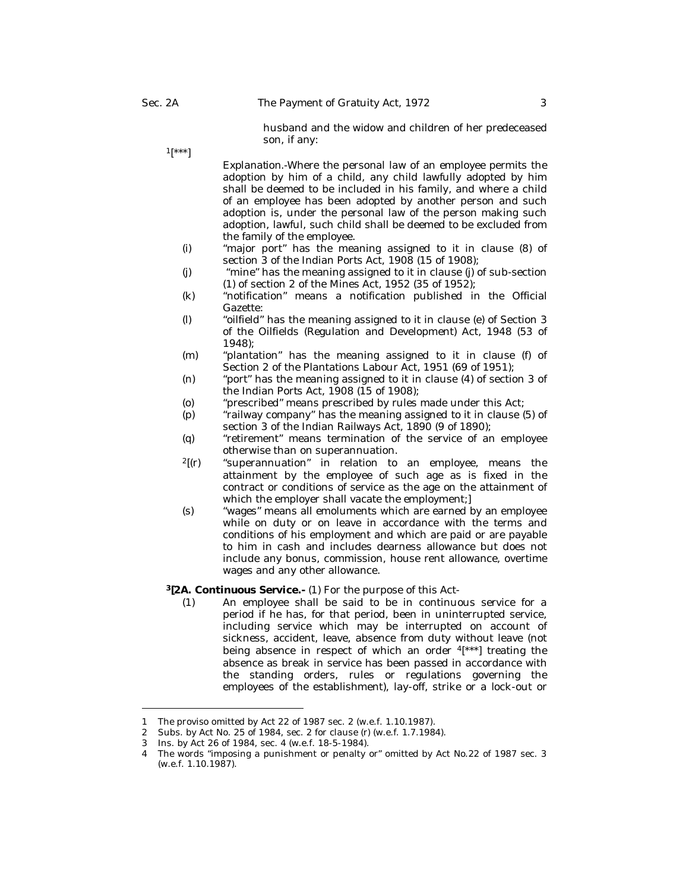husband and the widow and children of her predeceased son, if any:

[1][***]

Explanation.-Where the personal law of an employee permits the adoption by him of a child, any child lawfully adopted by him shall be deemed to be included in his family, and where a child of an employee has been adopted by another person and such adoption is, under the personal law of the person making such adoption, lawful, such child shall be deemed to be excluded from the family of the employee.

(i) "major port" has the meaning assigned to it in clause (8) of section 3 of the Indian Ports Act, 1908 (15 of 1908);

(j) "mine" has the meaning assigned to it in clause (j) of sub-section (1) of section 2 of the Mines Act, 1952 (35 of 1952);

(k) "notification" means a notification published in the Official Gazette:

(l) "oilfield" has the meaning assigned to it in clause (e) of Section 3 of the Oilfields (Regulation and Development) Act, 1948 (53 of 1948);

(m) "plantation" has the meaning assigned to it in clause (f) of Section 2 of the Plantations Labour Act, 1951 (69 of 1951);

(n) "port" has the meaning assigned to it in clause (4) of section 3 of the Indian Ports Act, 1908 (15 of 1908);

(o) "prescribed" means prescribed by rules made under this Act;

(p) "railway company" has the meaning assigned to it in clause (5) of section 3 of the Indian Railways Act, 1890 (9 of 1890);

(q) "retirement" means termination of the service of an employee otherwise than on superannuation.

[2][(r) "superannuation" in relation to an employee, means the attainment by the employee of such age as is fixed in the contract or conditions of service as the age on the attainment of which the employer shall vacate the employment;]

(s) "wages" means all emoluments which are earned by an employee while on duty or on leave in accordance with the terms and conditions of his employment and which are paid or are payable to him in cash and includes dearness allowance but does not include any bonus, commission, house rent allowance, overtime wages and any other allowance.

**[3][2A. Continuous Service.-** (1) For the purpose of this Act-

(1) An employee shall be said to be in continuous service for a period if he has, for that period, been in uninterrupted service, including service which may be interrupted on account of sickness, accident, leave, absence from duty without leave (not being absence in respect of which an order [4][***] treating the absence as break in service has been passed in accordance with the standing orders, rules or regulations governing the employees of the establishment), lay-off, strike or a lock-out or

---

1 The proviso omitted by Act 22 of 1987 sec. 2 (w.e.f. 1.10.1987).

2 Subs. by Act No. 25 of 1984, sec. 2 for clause (r) (w.e.f. 1.7.1984).

3 Ins. by Act 26 of 1984, sec. 4 (w.e.f. 18-5-1984).

4 The words "imposing a punishment or penalty or" omitted by Act No.22 of 1987 sec. 3 (w.e.f. 1.10.1987).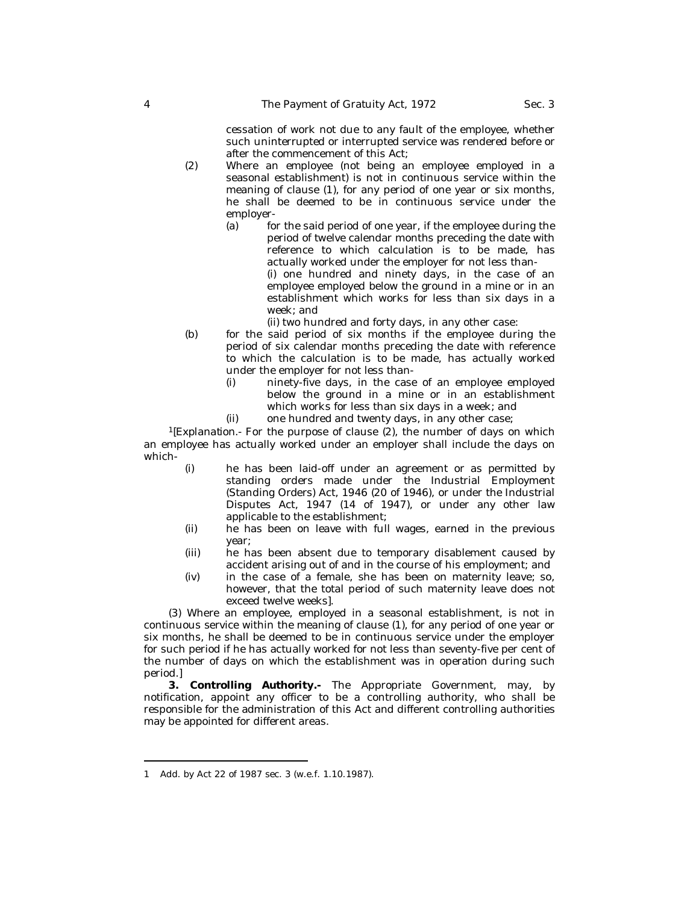cessation of work not due to any fault of the employee, whether such uninterrupted or interrupted service was rendered before or after the commencement of this Act;

(2) Where an employee (not being an employee employed in a seasonal establishment) is not in continuous service within the meaning of clause (1), for any period of one year or six months, he shall be deemed to be in continuous service under the employer-

(a) for the said period of one year, if the employee during the period of twelve calendar months preceding the date with reference to which calculation is to be made, has actually worked under the employer for not less than-

(i) one hundred and ninety days, in the case of an employee employed below the ground in a mine or in an establishment which works for less than six days in a week; and

(ii) two hundred and forty days, in any other case:

(b) for the said period of six months if the employee during the period of six calendar months preceding the date with reference to which the calculation is to be made, has actually worked under the employer for not less than-

(i) ninety-five days, in the case of an employee employed below the ground in a mine or in an establishment which works for less than six days in a week; and

(ii) one hundred and twenty days, in any other case;

[1][*Explanation*.- For the purpose of clause (2), the number of days on which an employee has actually worked under an employer shall include the days on which-

(i) he has been laid-off under an agreement or as permitted by standing orders made under the Industrial Employment (Standing Orders) Act, 1946 (20 of 1946), or under the Industrial Disputes Act, 1947 (14 of 1947), or under any other law applicable to the establishment;

(ii) he has been on leave with full wages, earned in the previous year;

(iii) he has been absent due to temporary disablement caused by accident arising out of and in the course of his employment; and

(iv) in the case of a female, she has been on maternity leave; so, however, that the total period of such maternity leave does not exceed twelve weeks].

(3) Where an employee, employed in a seasonal establishment, is not in continuous service within the meaning of clause (1), for any period of one year or six months, he shall be deemed to be in continuous service under the employer for such period if he has actually worked for not less than seventy-five per cent of the number of days on which the establishment was in operation during such period.]

**3. Controlling Authority.-** The Appropriate Government, may, by notification, appoint any officer to be a controlling authority, who shall be responsible for the administration of this Act and different controlling authorities may be appointed for different areas.

---

1 Add. by Act 22 of 1987 sec. 3 (w.e.f. 1.10.1987).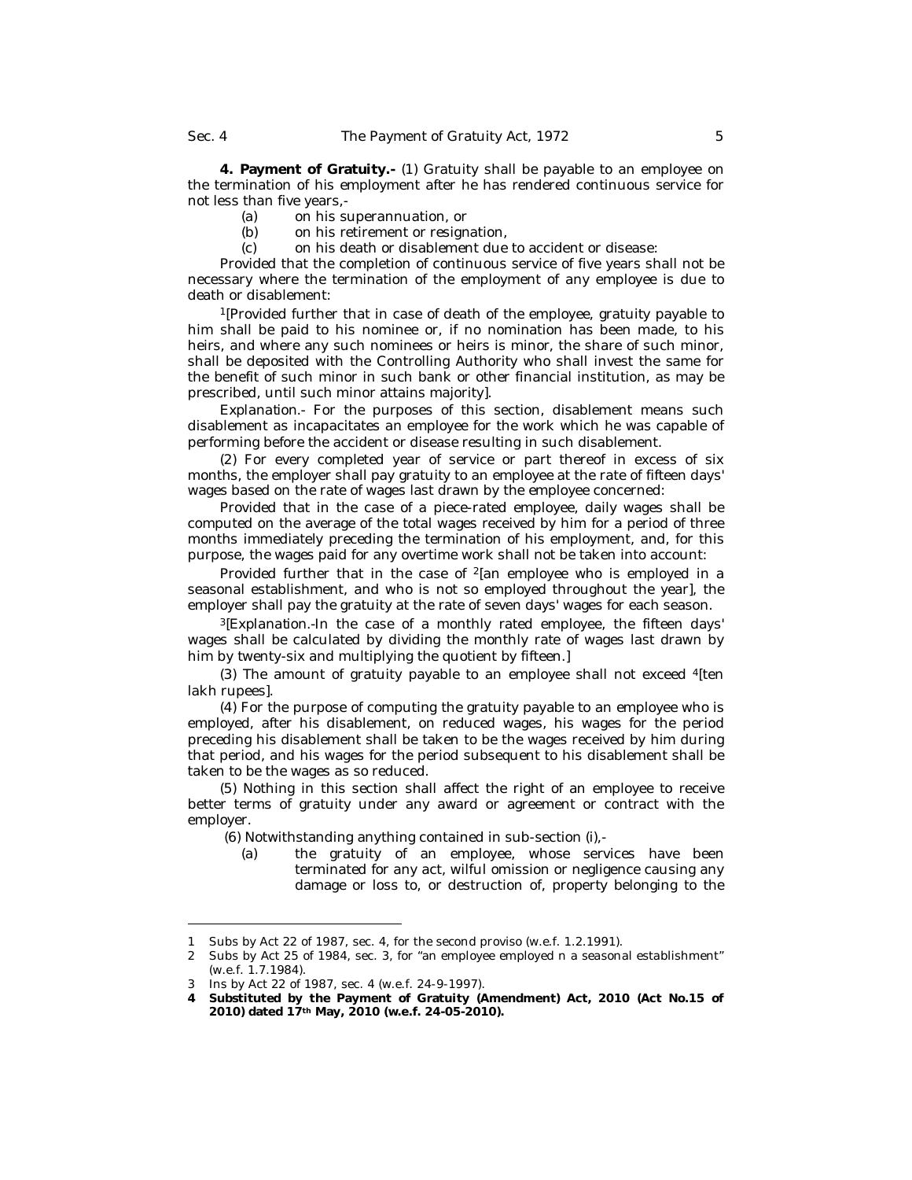**4. Payment of Gratuity.-** (1) Gratuity shall be payable to an employee on the termination of his employment after he has rendered continuous service for not less than five years,-

(a) on his superannuation, or

(b) on his retirement or resignation,

(c) on his death or disablement due to accident or disease:

Provided that the completion of continuous service of five years shall not be necessary where the termination of the employment of any employee is due to death or disablement:

[1][Provided further that in case of death of the employee, gratuity payable to him shall be paid to his nominee or, if no nomination has been made, to his heirs, and where any such nominees or heirs is minor, the share of such minor, shall be deposited with the Controlling Authority who shall invest the same for the benefit of such minor in such bank or other financial institution, as may be prescribed, until such minor attains majority].

*Explanation*.- For the purposes of this section, disablement means such disablement as incapacitates an employee for the work which he was capable of performing before the accident or disease resulting in such disablement.

(2) For every completed year of service or part thereof in excess of six months, the employer shall pay gratuity to an employee at the rate of fifteen days' wages based on the rate of wages last drawn by the employee concerned:

Provided that in the case of a piece-rated employee, daily wages shall be computed on the average of the total wages received by him for a period of three months immediately preceding the termination of his employment, and, for this purpose, the wages paid for any overtime work shall not be taken into account:

Provided further that in the case of [2][an employee who is employed in a seasonal establishment, and who is not so employed throughout the year], the employer shall pay the gratuity at the rate of seven days' wages for each season.

[3][*Explanation*.-In the case of a monthly rated employee, the fifteen days' wages shall be calculated by dividing the monthly rate of wages last drawn by him by twenty-six and multiplying the quotient by fifteen.]

(3) The amount of gratuity payable to an employee shall not exceed [4][ten lakh rupees].

(4) For the purpose of computing the gratuity payable to an employee who is employed, after his disablement, on reduced wages, his wages for the period preceding his disablement shall be taken to be the wages received by him during that period, and his wages for the period subsequent to his disablement shall be taken to be the wages as so reduced.

(5) Nothing in this section shall affect the right of an employee to receive better terms of gratuity under any award or agreement or contract with the employer.

(6) Notwithstanding anything contained in sub-section (i),-

(a) the gratuity of an employee, whose services have been terminated for any act, wilful omission or negligence causing any damage or loss to, or destruction of, property belonging to the

---

1 Subs by Act 22 of 1987, sec. 4, for the second proviso (w.e.f. 1.2.1991).

2 Subs by Act 25 of 1984, sec. 3, for "an employee employed n a seasonal establishment" (w.e.f. 1.7.1984).

3 Ins by Act 22 of 1987, sec. 4 (w.e.f. 24-9-1997).

**4 Substituted by the Payment of Gratuity (Amendment) Act, 2010 (Act No.15 of 2010) dated 17th May, 2010 (w.e.f. 24-05-2010).**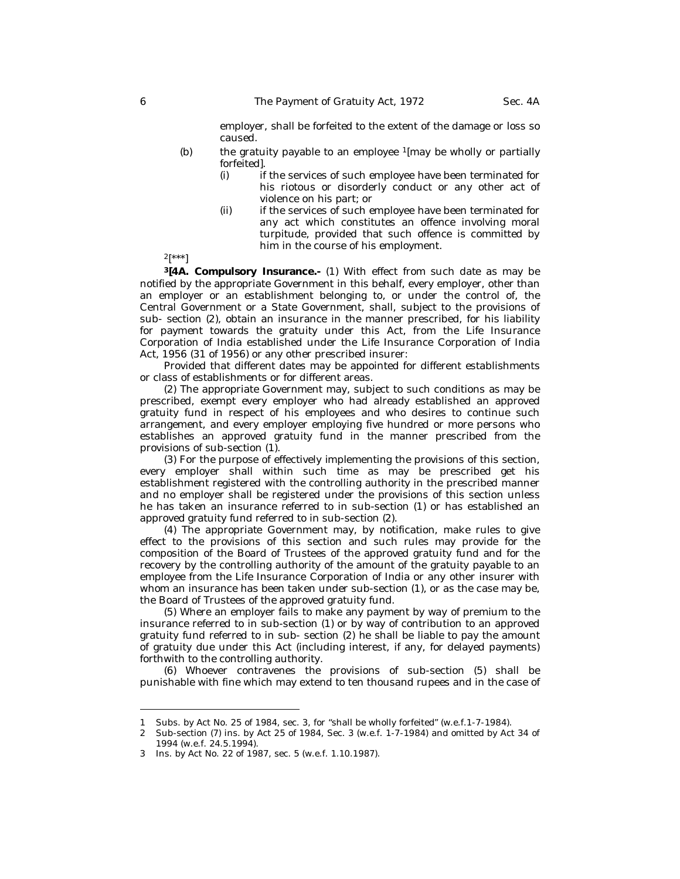employer, shall be forfeited to the extent of the damage or loss so caused.

(b) the gratuity payable to an employee [1][may be wholly or partially forfeited].

(i) if the services of such employee have been terminated for his riotous or disorderly conduct or any other act of violence on his part; or

(ii) if the services of such employee have been terminated for any act which constitutes an offence involving moral turpitude, provided that such offence is committed by him in the course of his employment.

[2][***]

[3]**[4A. Compulsory Insurance.-** (1) With effect from such date as may be notified by the appropriate Government in this behalf, every employer, other than an employer or an establishment belonging to, or under the control of, the Central Government or a State Government, shall, subject to the provisions of sub- section (2), obtain an insurance in the manner prescribed, for his liability for payment towards the gratuity under this Act, from the Life Insurance Corporation of India established under the Life Insurance Corporation of India Act, 1956 (31 of 1956) or any other prescribed insurer:

Provided that different dates may be appointed for different establishments or class of establishments or for different areas.

(2) The appropriate Government may, subject to such conditions as may be prescribed, exempt every employer who had already established an approved gratuity fund in respect of his employees and who desires to continue such arrangement, and every employer employing five hundred or more persons who establishes an approved gratuity fund in the manner prescribed from the provisions of sub-section (1).

(3) For the purpose of effectively implementing the provisions of this section, every employer shall within such time as may be prescribed get his establishment registered with the controlling authority in the prescribed manner and no employer shall be registered under the provisions of this section unless he has taken an insurance referred to in sub-section (1) or has established an approved gratuity fund referred to in sub-section (2).

(4) The appropriate Government may, by notification, make rules to give effect to the provisions of this section and such rules may provide for the composition of the Board of Trustees of the approved gratuity fund and for the recovery by the controlling authority of the amount of the gratuity payable to an employee from the Life Insurance Corporation of India or any other insurer with whom an insurance has been taken under sub-section (1), or as the case may be, the Board of Trustees of the approved gratuity fund.

(5) Where an employer fails to make any payment by way of premium to the insurance referred to in sub-section (1) or by way of contribution to an approved gratuity fund referred to in sub- section (2) he shall be liable to pay the amount of gratuity due under this Act (including interest, if any, for delayed payments) forthwith to the controlling authority.

(6) Whoever contravenes the provisions of sub-section (5) shall be punishable with fine which may extend to ten thousand rupees and in the case of

---

1 Subs. by Act No. 25 of 1984, sec. 3, for "shall be wholly forfeited" (w.e.f.1-7-1984).

2 Sub-section (7) ins. by Act 25 of 1984, Sec. 3 (w.e.f. 1-7-1984) and omitted by Act 34 of 1994 (w.e.f. 24.5.1994).

3 Ins. by Act No. 22 of 1987, sec. 5 (w.e.f. 1.10.1987).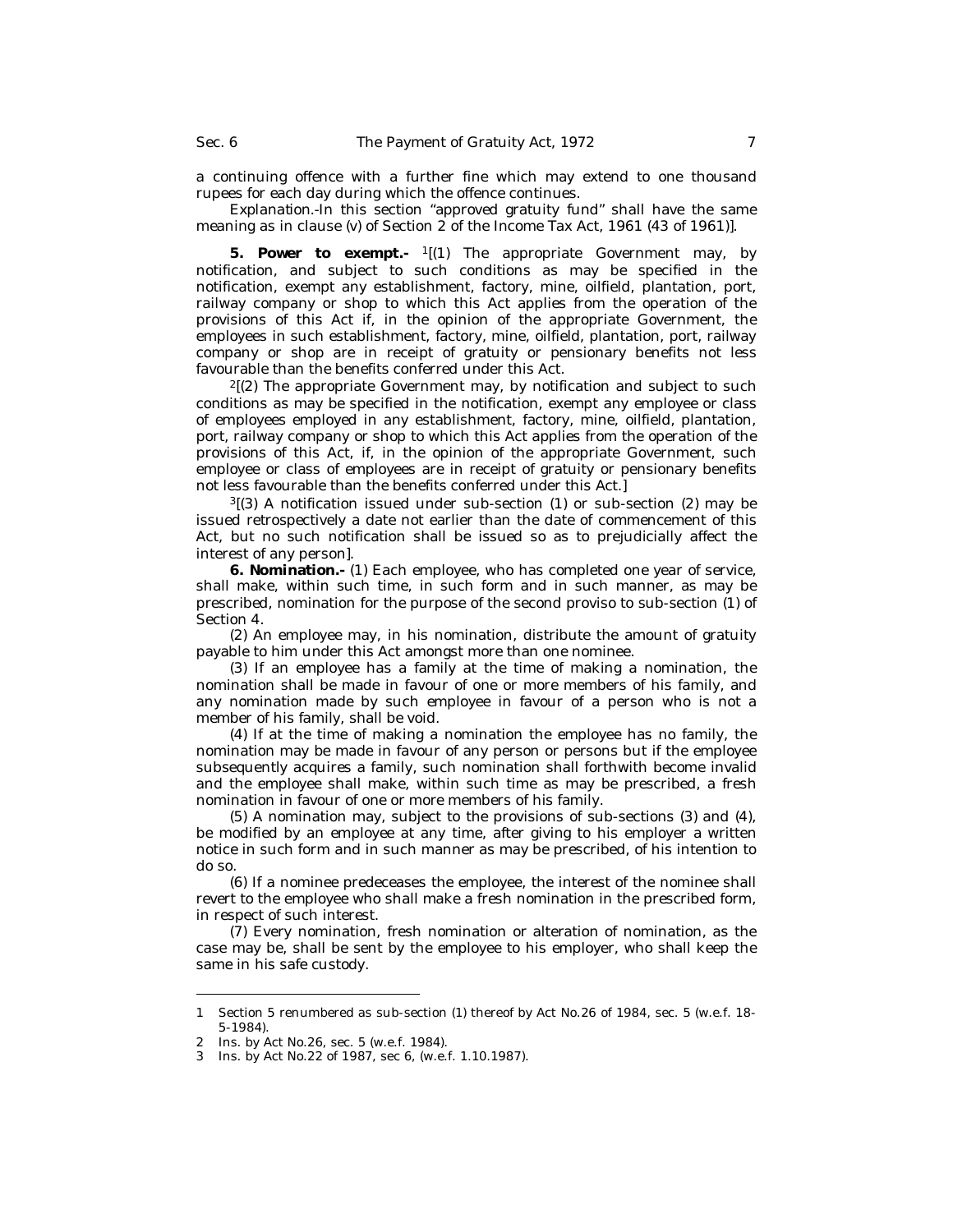a continuing offence with a further fine which may extend to one thousand rupees for each day during which the offence continues.

*Explanation*.-In this section "approved gratuity fund" shall have the same meaning as in clause (v) of Section 2 of the Income Tax Act, 1961 (43 of 1961)].

**5. Power to exempt.-** [1][(1) The appropriate Government may, by notification, and subject to such conditions as may be specified in the notification, exempt any establishment, factory, mine, oilfield, plantation, port, railway company or shop to which this Act applies from the operation of the provisions of this Act if, in the opinion of the appropriate Government, the employees in such establishment, factory, mine, oilfield, plantation, port, railway company or shop are in receipt of gratuity or pensionary benefits not less favourable than the benefits conferred under this Act.

[2][(2) The appropriate Government may, by notification and subject to such conditions as may be specified in the notification, exempt any employee or class of employees employed in any establishment, factory, mine, oilfield, plantation, port, railway company or shop to which this Act applies from the operation of the provisions of this Act, if, in the opinion of the appropriate Government, such employee or class of employees are in receipt of gratuity or pensionary benefits not less favourable than the benefits conferred under this Act.]

[3][(3) A notification issued under sub-section (1) or sub-section (2) may be issued retrospectively a date not earlier than the date of commencement of this Act, but no such notification shall be issued so as to prejudicially affect the interest of any person].

***6. Nomination.-*** (1) Each employee, who has completed one year of service, shall make, within such time, in such form and in such manner, as may be prescribed, nomination for the purpose of the second proviso to sub-section (1) of Section 4.

(2) An employee may, in his nomination, distribute the amount of gratuity payable to him under this Act amongst more than one nominee.

(3) If an employee has a family at the time of making a nomination, the nomination shall be made in favour of one or more members of his family, and any nomination made by such employee in favour of a person who is not a member of his family, shall be void.

(4) If at the time of making a nomination the employee has no family, the nomination may be made in favour of any person or persons but if the employee subsequently acquires a family, such nomination shall forthwith become invalid and the employee shall make, within such time as may be prescribed, a fresh nomination in favour of one or more members of his family.

(5) A nomination may, subject to the provisions of sub-sections (3) and (4), be modified by an employee at any time, after giving to his employer a written notice in such form and in such manner as may be prescribed, of his intention to do so.

(6) If a nominee predeceases the employee, the interest of the nominee shall revert to the employee who shall make a fresh nomination in the prescribed form, in respect of such interest.

(7) Every nomination, fresh nomination or alteration of nomination, as the case may be, shall be sent by the employee to his employer, who shall keep the same in his safe custody.

---

1 Section 5 renumbered as sub-section (1) thereof by Act No.26 of 1984, sec. 5 (w.e.f. 18-5-1984).

2 Ins. by Act No.26, sec. 5 (w.e.f. 1984).

3 Ins. by Act No.22 of 1987, sec 6, (w.e.f. 1.10.1987).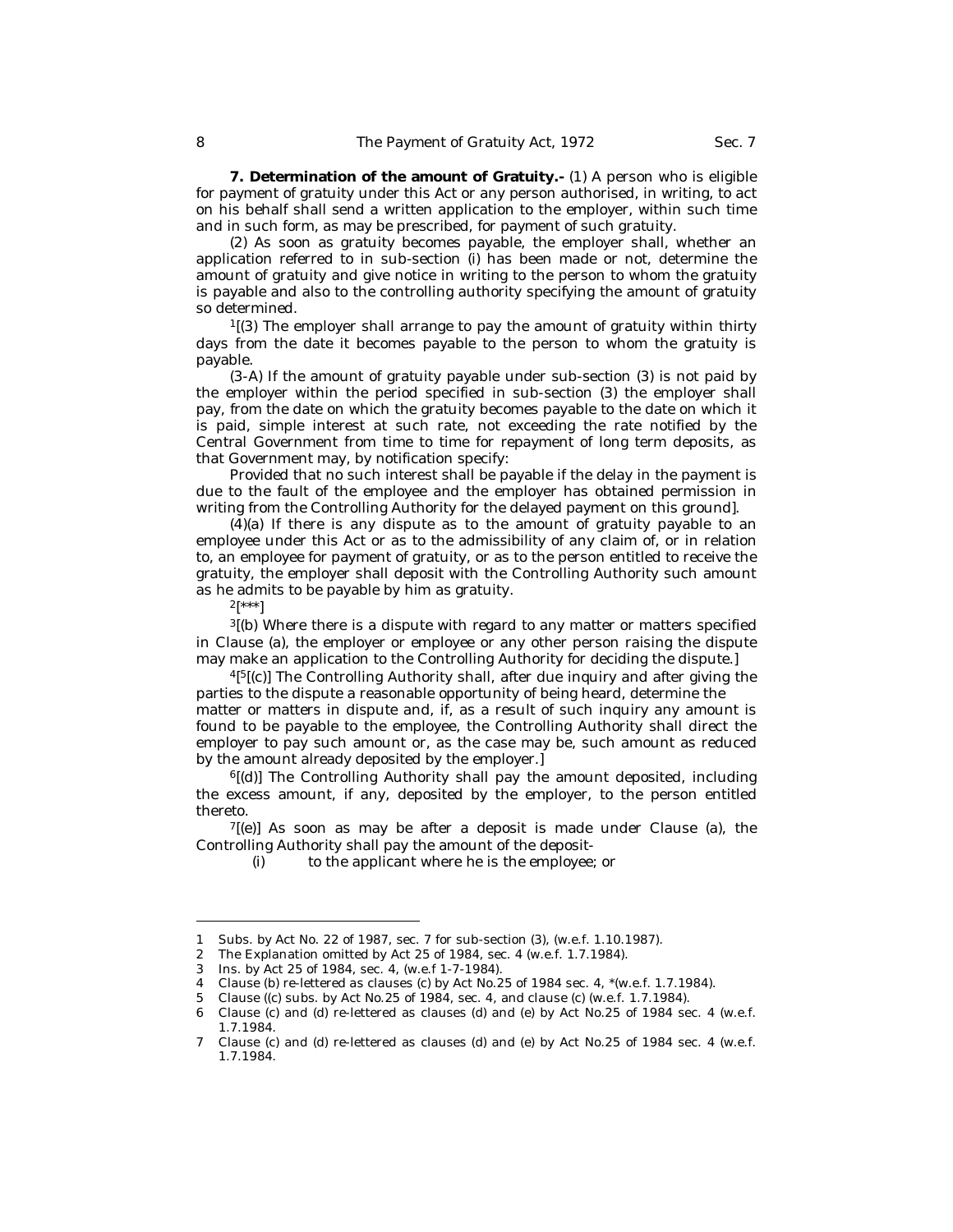**7. Determination of the amount of Gratuity.-** (1) A person who is eligible for payment of gratuity under this Act or any person authorised, in writing, to act on his behalf shall send a written application to the employer, within such time and in such form, as may be prescribed, for payment of such gratuity.

(2) As soon as gratuity becomes payable, the employer shall, whether an application referred to in sub-section (i) has been made or not, determine the amount of gratuity and give notice in writing to the person to whom the gratuity is payable and also to the controlling authority specifying the amount of gratuity so determined.

[1][(3) The employer shall arrange to pay the amount of gratuity within thirty days from the date it becomes payable to the person to whom the gratuity is payable.

(3-A) If the amount of gratuity payable under sub-section (3) is not paid by the employer within the period specified in sub-section (3) the employer shall pay, from the date on which the gratuity becomes payable to the date on which it is paid, simple interest at such rate, not exceeding the rate notified by the Central Government from time to time for repayment of long term deposits, as that Government may, by notification specify:

Provided that no such interest shall be payable if the delay in the payment is due to the fault of the employee and the employer has obtained permission in writing from the Controlling Authority for the delayed payment on this ground].

(4)(a) If there is any dispute as to the amount of gratuity payable to an employee under this Act or as to the admissibility of any claim of, or in relation to, an employee for payment of gratuity, or as to the person entitled to receive the gratuity, the employer shall deposit with the Controlling Authority such amount as he admits to be payable by him as gratuity.

[2][***]

[3][(b) Where there is a dispute with regard to any matter or matters specified in Clause (a), the employer or employee or any other person raising the dispute may make an application to the Controlling Authority for deciding the dispute.]

[4][[5][(c)] The Controlling Authority shall, after due inquiry and after giving the parties to the dispute a reasonable opportunity of being heard, determine the matter or matters in dispute and, if, as a result of such inquiry any amount is found to be payable to the employee, the Controlling Authority shall direct the employer to pay such amount or, as the case may be, such amount as reduced by the amount already deposited by the employer.]

[6][(d)] The Controlling Authority shall pay the amount deposited, including the excess amount, if any, deposited by the employer, to the person entitled thereto.

[7][(e)] As soon as may be after a deposit is made under Clause (a), the Controlling Authority shall pay the amount of the deposit-

(i) to the applicant where he is the employee; or

---

1 Subs. by Act No. 22 of 1987, sec. 7 for sub-section (3), (w.e.f. 1.10.1987).
2 The Explanation omitted by Act 25 of 1984, sec. 4 (w.e.f. 1.7.1984).
3 Ins. by Act 25 of 1984, sec. 4, (w.e.f 1-7-1984).
4 Clause (b) re-lettered as clauses (c) by Act No.25 of 1984 sec. 4, *(w.e.f. 1.7.1984).
5 Clause ((c) subs. by Act No.25 of 1984, sec. 4, and clause (c) (w.e.f. 1.7.1984).
6 Clause (c) and (d) re-lettered as clauses (d) and (e) by Act No.25 of 1984 sec. 4 (w.e.f. 1.7.1984.
7 Clause (c) and (d) re-lettered as clauses (d) and (e) by Act No.25 of 1984 sec. 4 (w.e.f. 1.7.1984.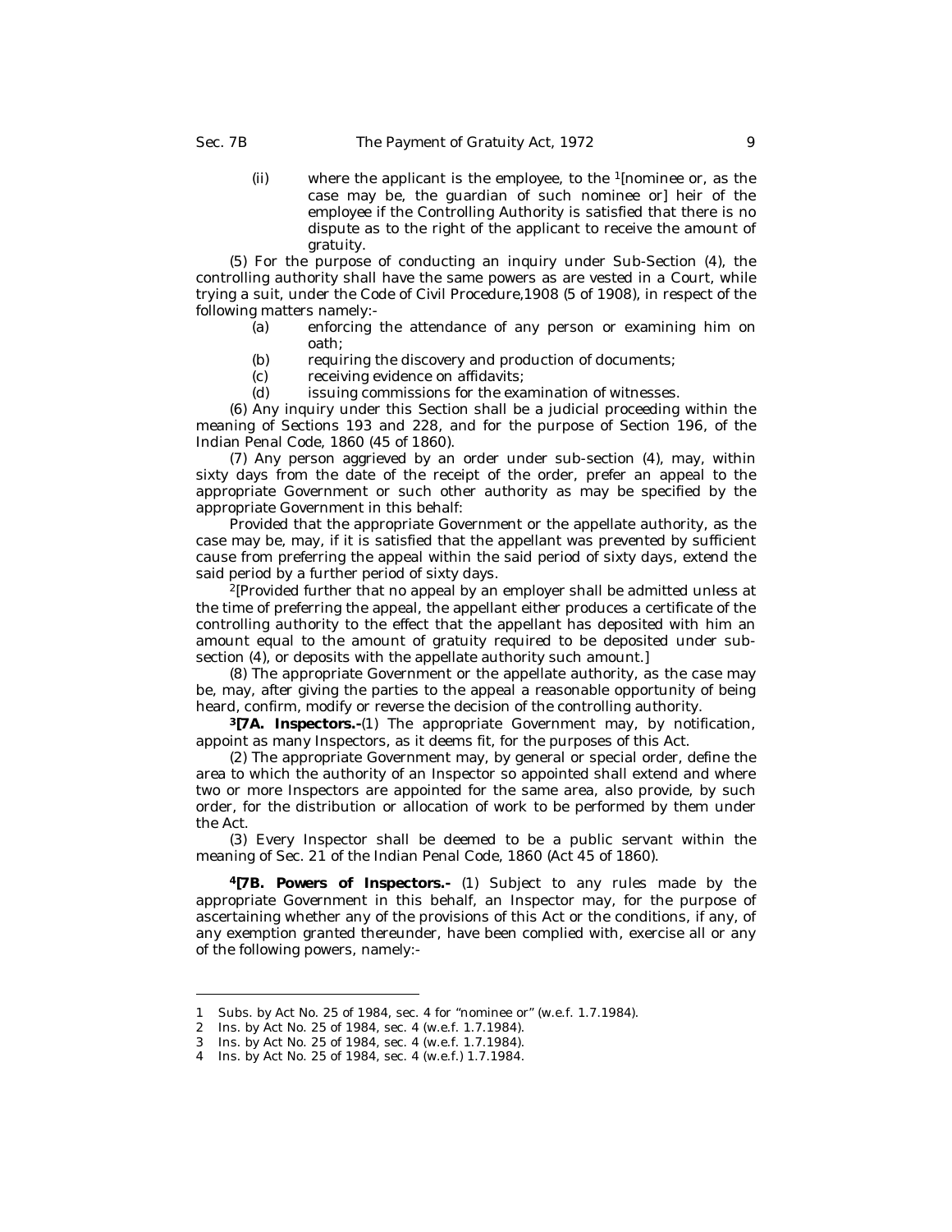(ii) where the applicant is the employee, to the [1][nominee or, as the case may be, the guardian of such nominee or] heir of the employee if the Controlling Authority is satisfied that there is no dispute as to the right of the applicant to receive the amount of gratuity.

(5) For the purpose of conducting an inquiry under Sub-Section (4), the controlling authority shall have the same powers as are vested in a Court, while trying a suit, under the Code of Civil Procedure,1908 (5 of 1908), in respect of the following matters namely:-

(a) enforcing the attendance of any person or examining him on oath;

(b) requiring the discovery and production of documents;

(c) receiving evidence on affidavits;

(d) issuing commissions for the examination of witnesses.

(6) Any inquiry under this Section shall be a judicial proceeding within the meaning of Sections 193 and 228, and for the purpose of Section 196, of the Indian Penal Code, 1860 (45 of 1860).

(7) Any person aggrieved by an order under sub-section (4), may, within sixty days from the date of the receipt of the order, prefer an appeal to the appropriate Government or such other authority as may be specified by the appropriate Government in this behalf:

Provided that the appropriate Government or the appellate authority, as the case may be, may, if it is satisfied that the appellant was prevented by sufficient cause from preferring the appeal within the said period of sixty days, extend the said period by a further period of sixty days.

[2][Provided further that no appeal by an employer shall be admitted unless at the time of preferring the appeal, the appellant either produces a certificate of the controlling authority to the effect that the appellant has deposited with him an amount equal to the amount of gratuity required to be deposited under sub-section (4), or deposits with the appellate authority such amount.]

(8) The appropriate Government or the appellate authority, as the case may be, may, after giving the parties to the appeal a reasonable opportunity of being heard, confirm, modify or reverse the decision of the controlling authority.

**[3][7A. Inspectors.-**(1) The appropriate Government may, by notification, appoint as many Inspectors, as it deems fit, for the purposes of this Act.

(2) The appropriate Government may, by general or special order, define the area to which the authority of an Inspector so appointed shall extend and where two or more Inspectors are appointed for the same area, also provide, by such order, for the distribution or allocation of work to be performed by them under the Act.

(3) Every Inspector shall be deemed to be a public servant within the meaning of Sec. 21 of the Indian Penal Code, 1860 (Act 45 of 1860).

**[4][7B. Powers of Inspectors.-** (1) Subject to any rules made by the appropriate Government in this behalf, an Inspector may, for the purpose of ascertaining whether any of the provisions of this Act or the conditions, if any, of any exemption granted thereunder, have been complied with, exercise all or any of the following powers, namely:-

---

1 Subs. by Act No. 25 of 1984, sec. 4 for "nominee or" (w.e.f. 1.7.1984).

2 Ins. by Act No. 25 of 1984, sec. 4 (w.e.f. 1.7.1984).

3 Ins. by Act No. 25 of 1984, sec. 4 (w.e.f. 1.7.1984).

4 Ins. by Act No. 25 of 1984, sec. 4 (w.e.f.) 1.7.1984.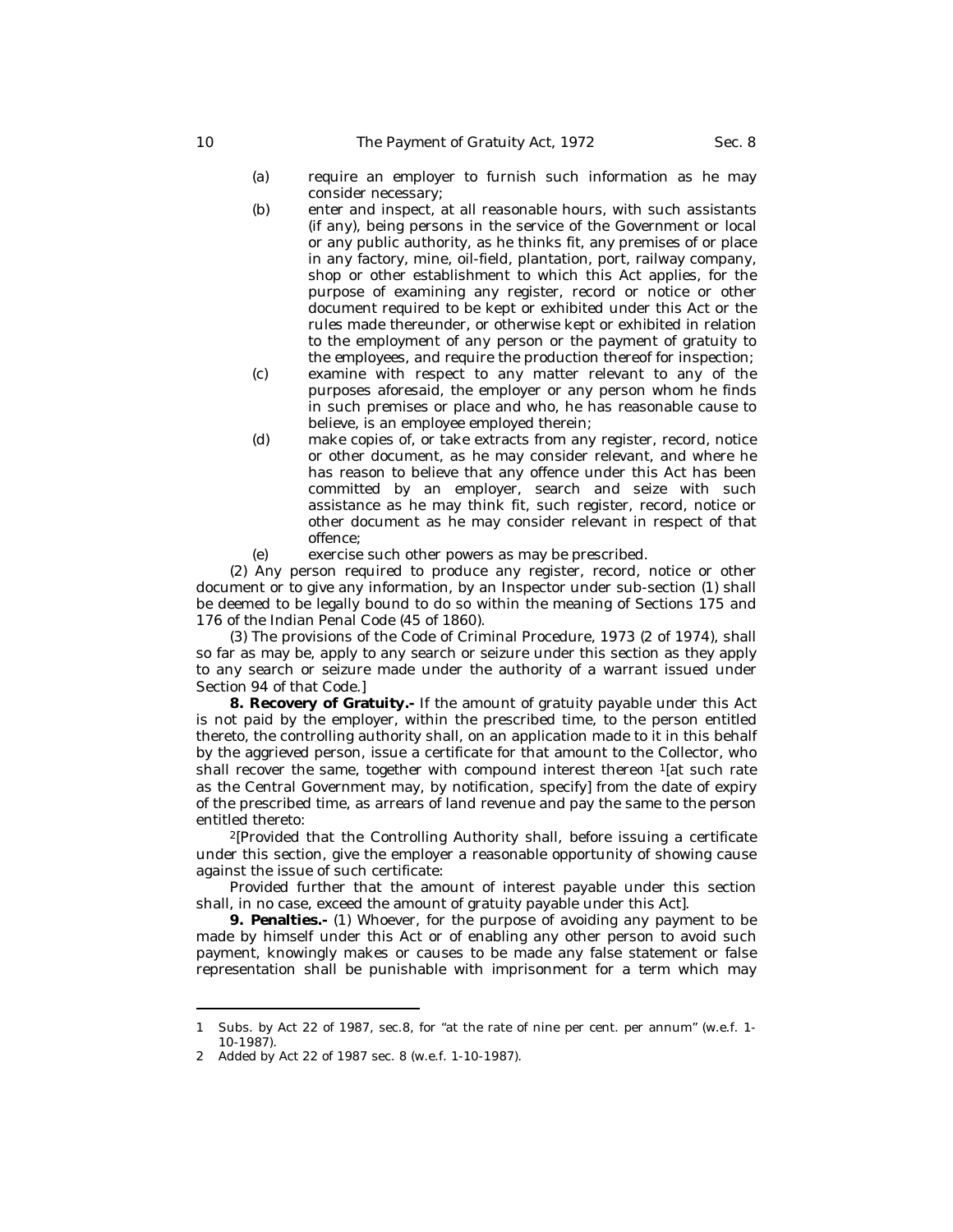(a) require an employer to furnish such information as he may consider necessary;

(b) enter and inspect, at all reasonable hours, with such assistants (if any), being persons in the service of the Government or local or any public authority, as he thinks fit, any premises of or place in any factory, mine, oil-field, plantation, port, railway company, shop or other establishment to which this Act applies, for the purpose of examining any register, record or notice or other document required to be kept or exhibited under this Act or the rules made thereunder, or otherwise kept or exhibited in relation to the employment of any person or the payment of gratuity to the employees, and require the production thereof for inspection;

(c) examine with respect to any matter relevant to any of the purposes aforesaid, the employer or any person whom he finds in such premises or place and who, he has reasonable cause to believe, is an employee employed therein;

(d) make copies of, or take extracts from any register, record, notice or other document, as he may consider relevant, and where he has reason to believe that any offence under this Act has been committed by an employer, search and seize with such assistance as he may think fit, such register, record, notice or other document as he may consider relevant in respect of that offence;

(e) exercise such other powers as may be prescribed.

(2) Any person required to produce any register, record, notice or other document or to give any information, by an Inspector under sub-section (1) shall be deemed to be legally bound to do so within the meaning of Sections 175 and 176 of the Indian Penal Code (45 of 1860).

(3) The provisions of the Code of Criminal Procedure, 1973 (2 of 1974), shall so far as may be, apply to any search or seizure under this section as they apply to any search or seizure made under the authority of a warrant issued under Section 94 of that Code.]

**8. Recovery of Gratuity.-** If the amount of gratuity payable under this Act is not paid by the employer, within the prescribed time, to the person entitled thereto, the controlling authority shall, on an application made to it in this behalf by the aggrieved person, issue a certificate for that amount to the Collector, who shall recover the same, together with compound interest thereon [1][at such rate as the Central Government may, by notification, specify] from the date of expiry of the prescribed time, as arrears of land revenue and pay the same to the person entitled thereto:

[2][Provided that the Controlling Authority shall, before issuing a certificate under this section, give the employer a reasonable opportunity of showing cause against the issue of such certificate:

Provided further that the amount of interest payable under this section shall, in no case, exceed the amount of gratuity payable under this Act].

**9. Penalties.-** (1) Whoever, for the purpose of avoiding any payment to be made by himself under this Act or of enabling any other person to avoid such payment, knowingly makes or causes to be made any false statement or false representation shall be punishable with imprisonment for a term which may

---

1 Subs. by Act 22 of 1987, sec.8, for "at the rate of nine per cent. per annum" (w.e.f. 1-10-1987).

2 Added by Act 22 of 1987 sec. 8 (w.e.f. 1-10-1987).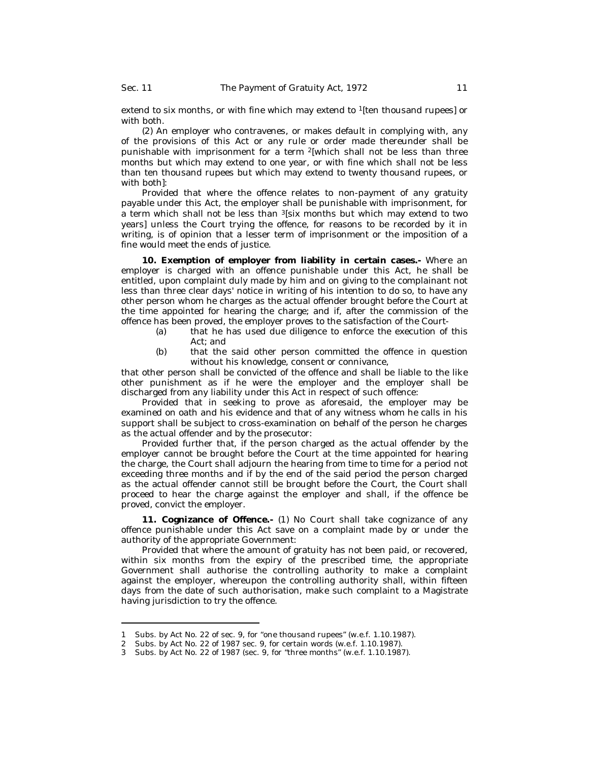extend to six months, or with fine which may extend to [1][ten thousand rupees] or with both.

(2) An employer who contravenes, or makes default in complying with, any of the provisions of this Act or any rule or order made thereunder shall be punishable with imprisonment for a term [2][which shall not be less than three months but which may extend to one year, or with fine which shall not be less than ten thousand rupees but which may extend to twenty thousand rupees, or with both]:

Provided that where the offence relates to non-payment of any gratuity payable under this Act, the employer shall be punishable with imprisonment, for a term which shall not be less than [3][six months but which may extend to two years] unless the Court trying the offence, for reasons to be recorded by it in writing, is of opinion that a lesser term of imprisonment or the imposition of a fine would meet the ends of justice.

**10. Exemption of employer from liability in certain cases.-** Where an employer is charged with an offence punishable under this Act, he shall be entitled, upon complaint duly made by him and on giving to the complainant not less than three clear days' notice in writing of his intention to do so, to have any other person whom he charges as the actual offender brought before the Court at the time appointed for hearing the charge; and if, after the commission of the offence has been proved, the employer proves to the satisfaction of the Court-

(a) that he has used due diligence to enforce the execution of this Act; and

(b) that the said other person committed the offence in question without his knowledge, consent or connivance,

that other person shall be convicted of the offence and shall be liable to the like other punishment as if he were the employer and the employer shall be discharged from any liability under this Act in respect of such offence:

Provided that in seeking to prove as aforesaid, the employer may be examined on oath and his evidence and that of any witness whom he calls in his support shall be subject to cross-examination on behalf of the person he charges as the actual offender and by the prosecutor:

Provided further that, if the person charged as the actual offender by the employer cannot be brought before the Court at the time appointed for hearing the charge, the Court shall adjourn the hearing from time to time for a period not exceeding three months and if by the end of the said period the person charged as the actual offender cannot still be brought before the Court, the Court shall proceed to hear the charge against the employer and shall, if the offence be proved, convict the employer.

**11. Cognizance of Offence.-** (1) No Court shall take cognizance of any offence punishable under this Act save on a complaint made by or under the authority of the appropriate Government:

Provided that where the amount of gratuity has not been paid, or recovered, within six months from the expiry of the prescribed time, the appropriate Government shall authorise the controlling authority to make a complaint against the employer, whereupon the controlling authority shall, within fifteen days from the date of such authorisation, make such complaint to a Magistrate having jurisdiction to try the offence.

---

1 Subs. by Act No. 22 of sec. 9, for "one thousand rupees" (w.e.f. 1.10.1987).

2 Subs. by Act No. 22 of 1987 sec. 9, for certain words (w.e.f. 1.10.1987).

3 Subs. by Act No. 22 of 1987 (sec. 9, for "three months" (w.e.f. 1.10.1987).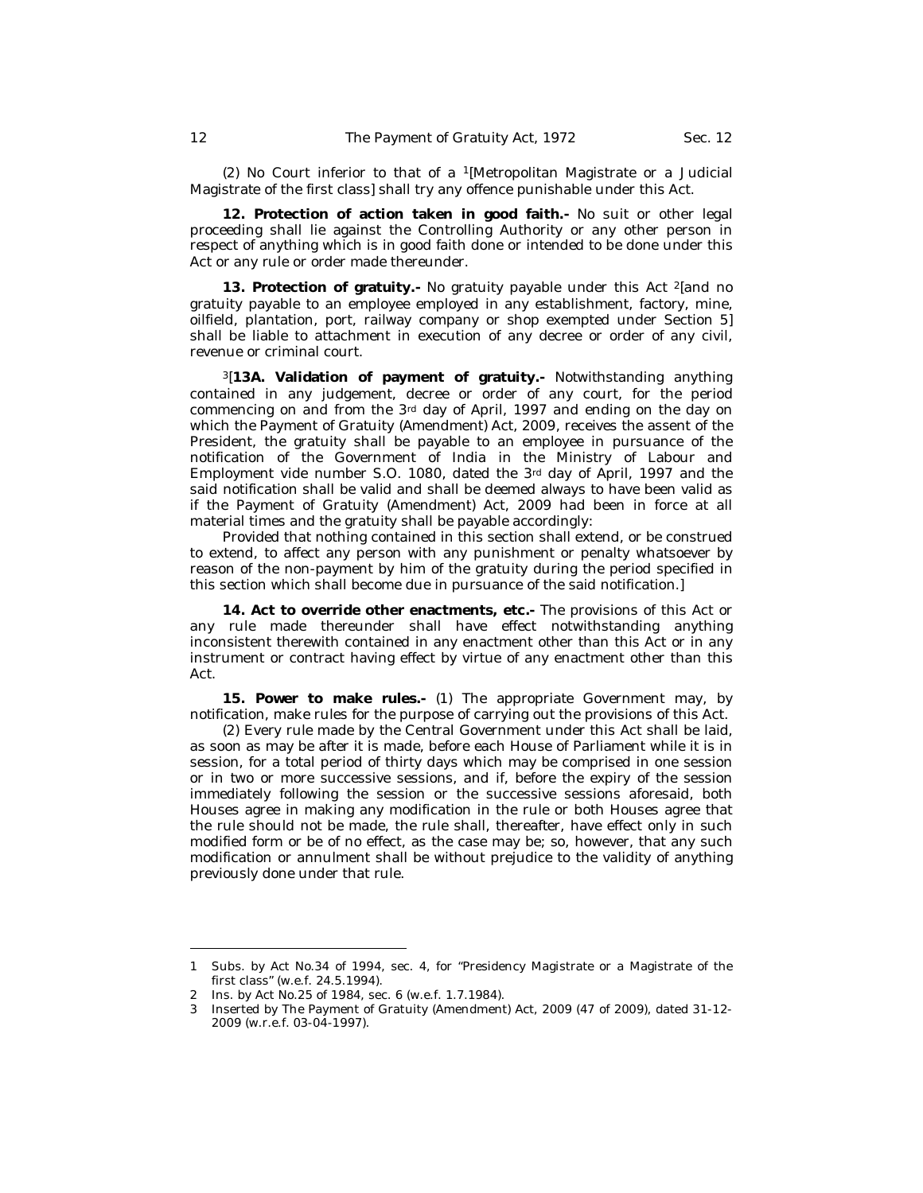(2) No Court inferior to that of a [1][Metropolitan Magistrate or a Judicial Magistrate of the first class] shall try any offence punishable under this Act.

**12. Protection of action taken in good faith.-** No suit or other legal proceeding shall lie against the Controlling Authority or any other person in respect of anything which is in good faith done or intended to be done under this Act or any rule or order made thereunder.

**13. Protection of gratuity.-** No gratuity payable under this Act [2][and no gratuity payable to an employee employed in any establishment, factory, mine, oilfield, plantation, port, railway company or shop exempted under Section 5] shall be liable to attachment in execution of any decree or order of any civil, revenue or criminal court.

[3][**13A. Validation of payment of gratuity.-** Notwithstanding anything contained in any judgement, decree or order of any court, for the period commencing on and from the 3rd day of April, 1997 and ending on the day on which the Payment of Gratuity (Amendment) Act, 2009, receives the assent of the President, the gratuity shall be payable to an employee in pursuance of the notification of the Government of India in the Ministry of Labour and Employment vide number S.O. 1080, dated the 3rd day of April, 1997 and the said notification shall be valid and shall be deemed always to have been valid as if the Payment of Gratuity (Amendment) Act, 2009 had been in force at all material times and the gratuity shall be payable accordingly:

Provided that nothing contained in this section shall extend, or be construed to extend, to affect any person with any punishment or penalty whatsoever by reason of the non-payment by him of the gratuity during the period specified in this section which shall become due in pursuance of the said notification.]

**14. Act to override other enactments, etc.-** The provisions of this Act or any rule made thereunder shall have effect notwithstanding anything inconsistent therewith contained in any enactment other than this Act or in any instrument or contract having effect by virtue of any enactment other than this Act.

**15. Power to make rules.-** (1) The appropriate Government may, by notification, make rules for the purpose of carrying out the provisions of this Act.

(2) Every rule made by the Central Government under this Act shall be laid, as soon as may be after it is made, before each House of Parliament while it is in session, for a total period of thirty days which may be comprised in one session or in two or more successive sessions, and if, before the expiry of the session immediately following the session or the successive sessions aforesaid, both Houses agree in making any modification in the rule or both Houses agree that the rule should not be made, the rule shall, thereafter, have effect only in such modified form or be of no effect, as the case may be; so, however, that any such modification or annulment shall be without prejudice to the validity of anything previously done under that rule.

---

1 Subs. by Act No.34 of 1994, sec. 4, for "Presidency Magistrate or a Magistrate of the first class" (w.e.f. 24.5.1994).

2 Ins. by Act No.25 of 1984, sec. 6 (w.e.f. 1.7.1984).

3 Inserted by The Payment of Gratuity (Amendment) Act, 2009 (47 of 2009), dated 31-12-2009 (w.r.e.f. 03-04-1997).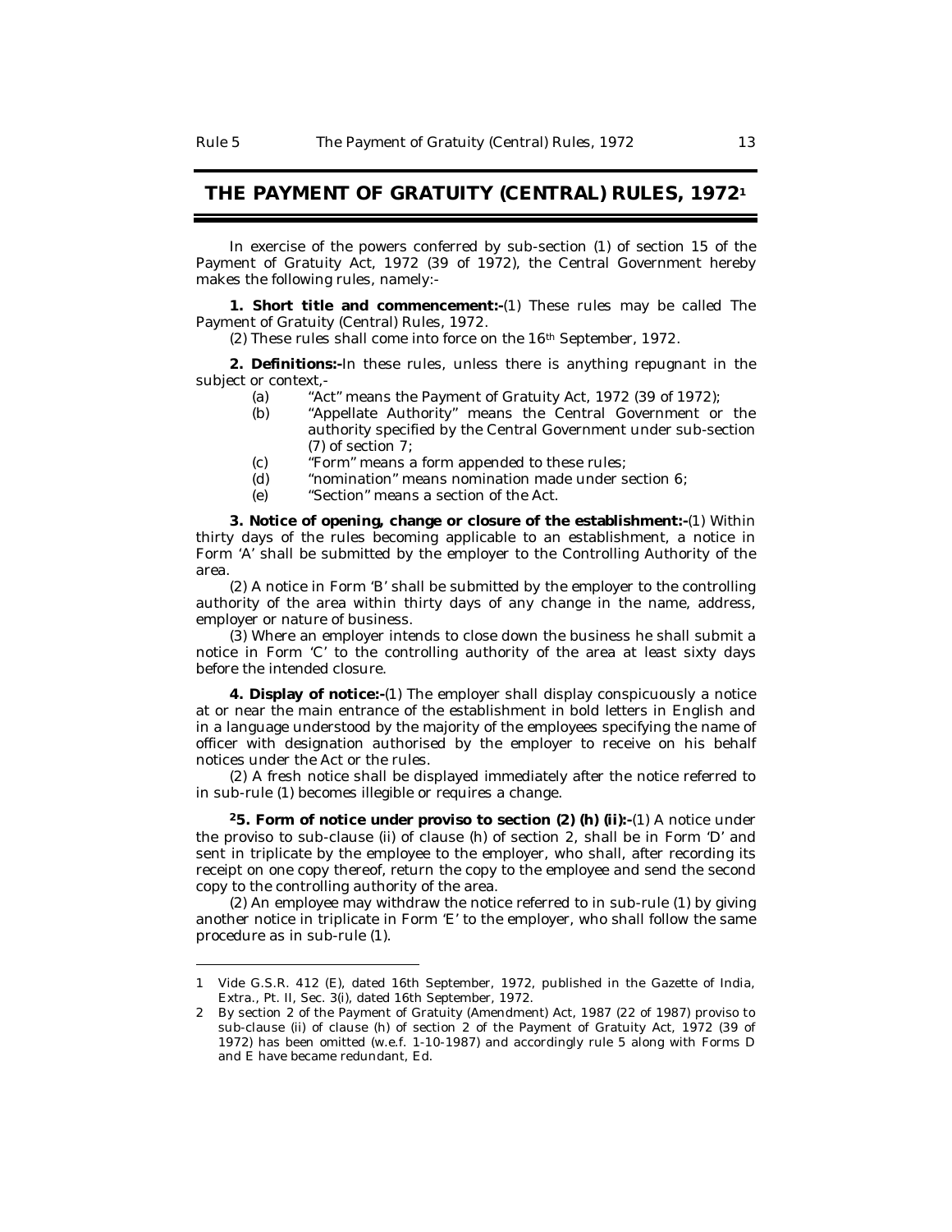# THE PAYMENT OF GRATUITY (CENTRAL) RULES, 1972[1]

In exercise of the powers conferred by sub-section (1) of section 15 of the Payment of Gratuity Act, 1972 (39 of 1972), the Central Government hereby makes the following rules, namely:-

**1. Short title and commencement:-**(1) These rules may be called The Payment of Gratuity (Central) Rules, 1972.

(2) These rules shall come into force on the 16th September, 1972.

**2. Definitions:-**In these rules, unless there is anything repugnant in the subject or context,-

(a) "Act" means the Payment of Gratuity Act, 1972 (39 of 1972);

(b) "Appellate Authority" means the Central Government or the authority specified by the Central Government under sub-section (7) of section 7;

(c) "Form" means a form appended to these rules;

(d) "nomination" means nomination made under section 6;

(e) "Section" means a section of the Act.

**3. Notice of opening, change or closure of the establishment:-**(1) Within thirty days of the rules becoming applicable to an establishment, a notice in Form 'A' shall be submitted by the employer to the Controlling Authority of the area.

(2) A notice in Form 'B' shall be submitted by the employer to the controlling authority of the area within thirty days of any change in the name, address, employer or nature of business.

(3) Where an employer intends to close down the business he shall submit a notice in Form 'C' to the controlling authority of the area at least sixty days before the intended closure.

**4. Display of notice:-**(1) The employer shall display conspicuously a notice at or near the main entrance of the establishment in bold letters in English and in a language understood by the majority of the employees specifying the name of officer with designation authorised by the employer to receive on his behalf notices under the Act or the rules.

(2) A fresh notice shall be displayed immediately after the notice referred to in sub-rule (1) becomes illegible or requires a change.

[2]**5. Form of notice under proviso to section (2) (h) (ii):-**(1) A notice under the proviso to sub-clause (ii) of clause (h) of section 2, shall be in Form 'D' and sent in triplicate by the employee to the employer, who shall, after recording its receipt on one copy thereof, return the copy to the employee and send the second copy to the controlling authority of the area.

(2) An employee may withdraw the notice referred to in sub-rule (1) by giving another notice in triplicate in Form 'E' to the employer, who shall follow the same procedure as in sub-rule (1).

---

1 Vide G.S.R. 412 (E), dated 16th September, 1972, published in the Gazette of India, Extra., Pt. II, Sec. 3(i), dated 16th September, 1972.

2 By section 2 of the Payment of Gratuity (Amendment) Act, 1987 (22 of 1987) proviso to sub-clause (ii) of clause (h) of section 2 of the Payment of Gratuity Act, 1972 (39 of 1972) has been omitted (w.e.f. 1-10-1987) and accordingly rule 5 along with Forms D and E have became redundant, Ed.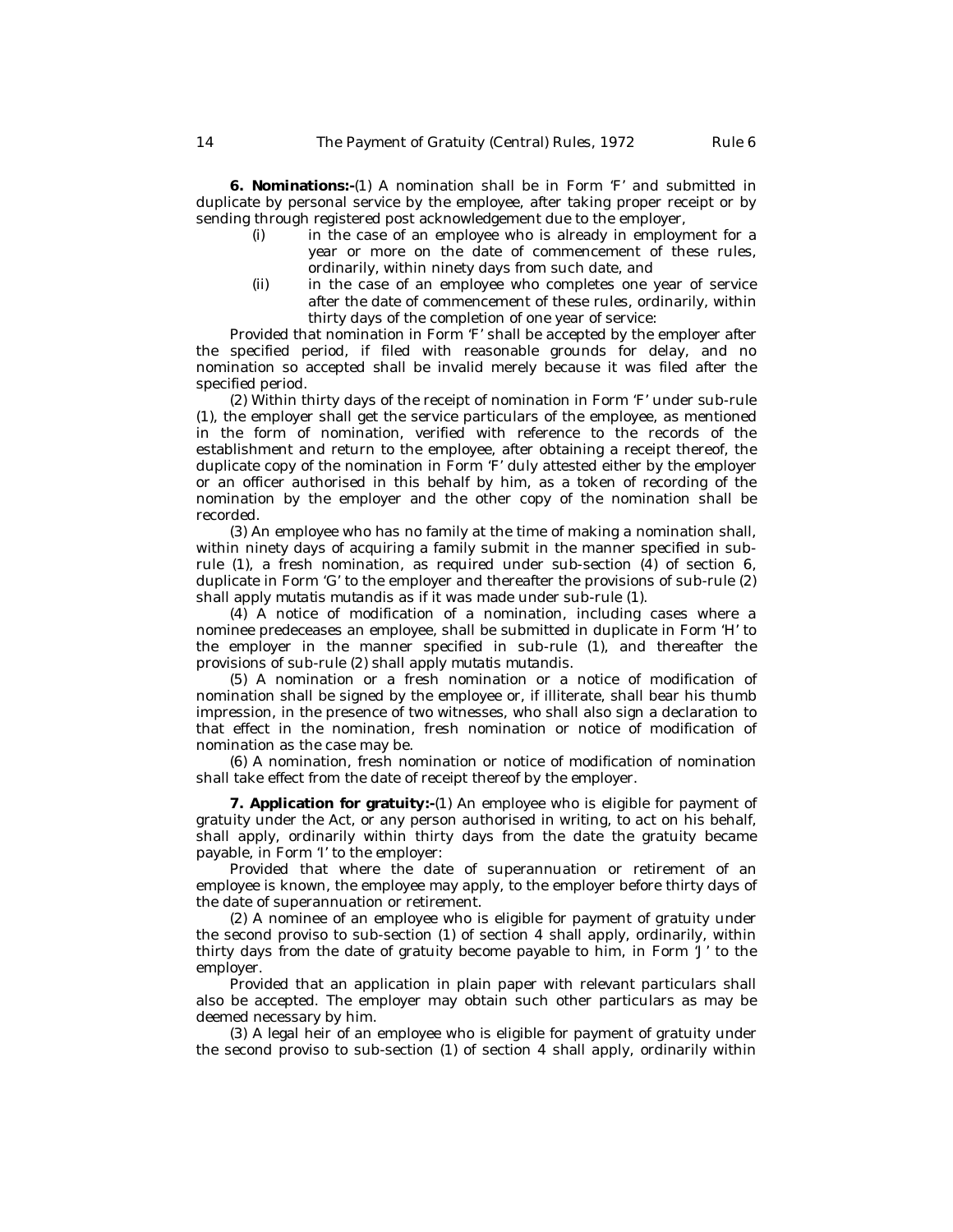**6. Nominations:-**(1) A nomination shall be in Form 'F' and submitted in duplicate by personal service by the employee, after taking proper receipt or by sending through registered post acknowledgement due to the employer,

(i) in the case of an employee who is already in employment for a year or more on the date of commencement of these rules, ordinarily, within ninety days from such date, and

(ii) in the case of an employee who completes one year of service after the date of commencement of these rules, ordinarily, within thirty days of the completion of one year of service:

Provided that nomination in Form 'F' shall be accepted by the employer after the specified period, if filed with reasonable grounds for delay, and no nomination so accepted shall be invalid merely because it was filed after the specified period.

(2) Within thirty days of the receipt of nomination in Form 'F' under sub-rule (1), the employer shall get the service particulars of the employee, as mentioned in the form of nomination, verified with reference to the records of the establishment and return to the employee, after obtaining a receipt thereof, the duplicate copy of the nomination in Form 'F' duly attested either by the employer or an officer authorised in this behalf by him, as a token of recording of the nomination by the employer and the other copy of the nomination shall be recorded.

(3) An employee who has no family at the time of making a nomination shall, within ninety days of acquiring a family submit in the manner specified in sub-rule (1), a fresh nomination, as required under sub-section (4) of section 6, duplicate in Form 'G' to the employer and thereafter the provisions of sub-rule (2) shall apply *mutatis mutandis* as if it was made under sub-rule (1).

(4) A notice of modification of a nomination, including cases where a nominee predeceases an employee, shall be submitted in duplicate in Form 'H' to the employer in the manner specified in sub-rule (1), and thereafter the provisions of sub-rule (2) shall apply *mutatis mutandis*.

(5) A nomination or a fresh nomination or a notice of modification of nomination shall be signed by the employee or, if illiterate, shall bear his thumb impression, in the presence of two witnesses, who shall also sign a declaration to that effect in the nomination, fresh nomination or notice of modification of nomination as the case may be.

(6) A nomination, fresh nomination or notice of modification of nomination shall take effect from the date of receipt thereof by the employer.

**7. Application for gratuity:-**(1) An employee who is eligible for payment of gratuity under the Act, or any person authorised in writing, to act on his behalf, shall apply, ordinarily within thirty days from the date the gratuity became payable, in Form 'I' to the employer:

Provided that where the date of superannuation or retirement of an employee is known, the employee may apply, to the employer before thirty days of the date of superannuation or retirement.

(2) A nominee of an employee who is eligible for payment of gratuity under the second proviso to sub-section (1) of section 4 shall apply, ordinarily, within thirty days from the date of gratuity become payable to him, in Form 'J' to the employer.

Provided that an application in plain paper with relevant particulars shall also be accepted. The employer may obtain such other particulars as may be deemed necessary by him.

(3) A legal heir of an employee who is eligible for payment of gratuity under the second proviso to sub-section (1) of section 4 shall apply, ordinarily within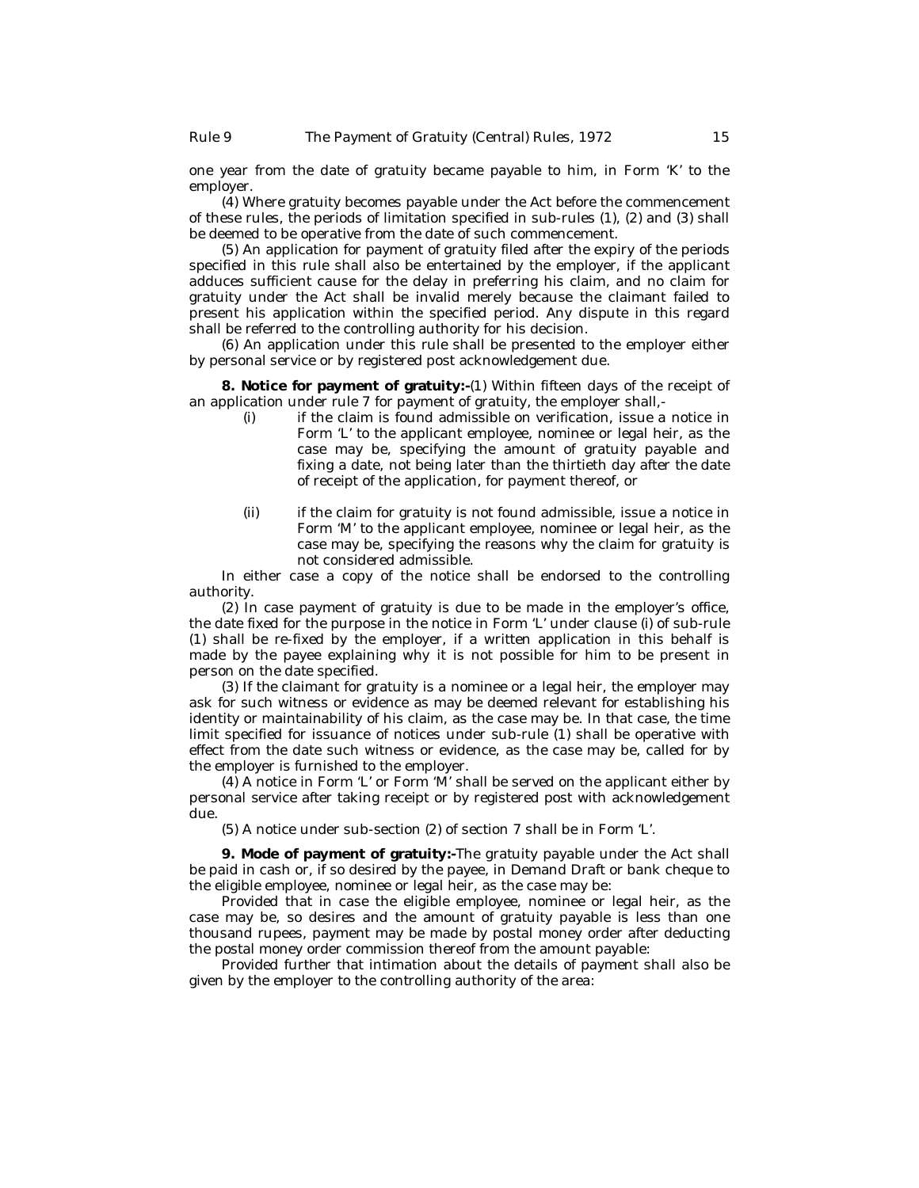one year from the date of gratuity became payable to him, in Form 'K' to the employer.

(4) Where gratuity becomes payable under the Act before the commencement of these rules, the periods of limitation specified in sub-rules (1), (2) and (3) shall be deemed to be operative from the date of such commencement.

(5) An application for payment of gratuity filed after the expiry of the periods specified in this rule shall also be entertained by the employer, if the applicant adduces sufficient cause for the delay in preferring his claim, and no claim for gratuity under the Act shall be invalid merely because the claimant failed to present his application within the specified period. Any dispute in this regard shall be referred to the controlling authority for his decision.

(6) An application under this rule shall be presented to the employer either by personal service or by registered post acknowledgement due.

**8. Notice for payment of gratuity:-**(1) Within fifteen days of the receipt of an application under rule 7 for payment of gratuity, the employer shall,-

(i) if the claim is found admissible on verification, issue a notice in Form 'L' to the applicant employee, nominee or legal heir, as the case may be, specifying the amount of gratuity payable and fixing a date, not being later than the thirtieth day after the date of receipt of the application, for payment thereof, or

(ii) if the claim for gratuity is not found admissible, issue a notice in Form 'M' to the applicant employee, nominee or legal heir, as the case may be, specifying the reasons why the claim for gratuity is not considered admissible.

In either case a copy of the notice shall be endorsed to the controlling authority.

(2) In case payment of gratuity is due to be made in the employer's office, the date fixed for the purpose in the notice in Form 'L' under clause (i) of sub-rule (1) shall be re-fixed by the employer, if a written application in this behalf is made by the payee explaining why it is not possible for him to be present in person on the date specified.

(3) If the claimant for gratuity is a nominee or a legal heir, the employer may ask for such witness or evidence as may be deemed relevant for establishing his identity or maintainability of his claim, as the case may be. In that case, the time limit specified for issuance of notices under sub-rule (1) shall be operative with effect from the date such witness or evidence, as the case may be, called for by the employer is furnished to the employer.

(4) A notice in Form 'L' or Form 'M' shall be served on the applicant either by personal service after taking receipt or by registered post with acknowledgement due.

(5) A notice under sub-section (2) of section 7 shall be in Form 'L'.

**9. Mode of payment of gratuity:-**The gratuity payable under the Act shall be paid in cash or, if so desired by the payee, in Demand Draft or bank cheque to the eligible employee, nominee or legal heir, as the case may be:

Provided that in case the eligible employee, nominee or legal heir, as the case may be, so desires and the amount of gratuity payable is less than one thousand rupees, payment may be made by postal money order after deducting the postal money order commission thereof from the amount payable:

Provided further that intimation about the details of payment shall also be given by the employer to the controlling authority of the area: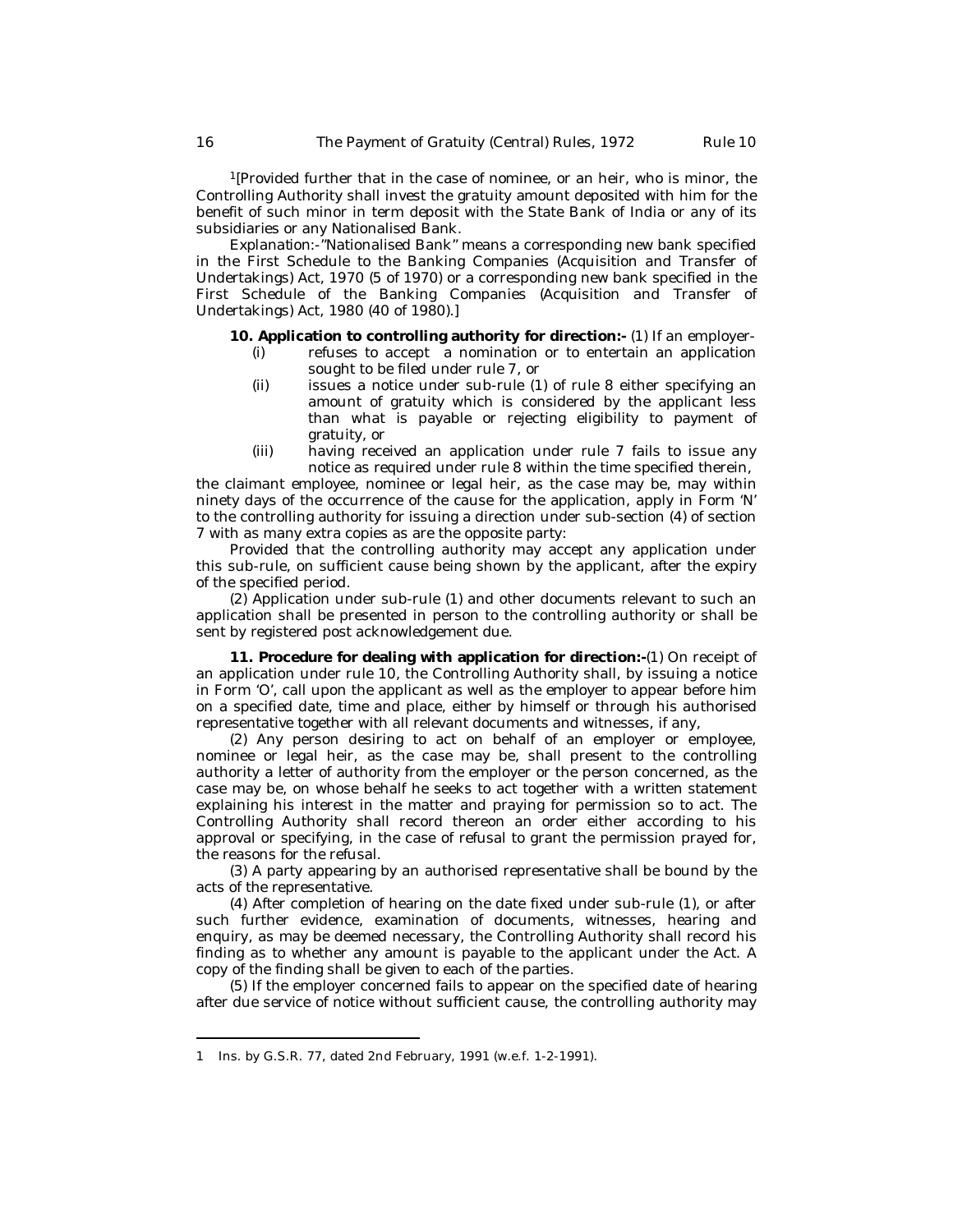[1][Provided further that in the case of nominee, or an heir, who is minor, the Controlling Authority shall invest the gratuity amount deposited with him for the benefit of such minor in term deposit with the State Bank of India or any of its subsidiaries or any Nationalised Bank.

*Explanation*:-"Nationalised Bank" means a corresponding new bank specified in the First Schedule to the Banking Companies (Acquisition and Transfer of Undertakings) Act, 1970 (5 of 1970) or a corresponding new bank specified in the First Schedule of the Banking Companies (Acquisition and Transfer of Undertakings) Act, 1980 (40 of 1980).]

**10. Application to controlling authority for direction:-** (1) If an employer-

- (i) refuses to accept a nomination or to entertain an application sought to be filed under rule 7, or
- (ii) issues a notice under sub-rule (1) of rule 8 either specifying an amount of gratuity which is considered by the applicant less than what is payable or rejecting eligibility to payment of gratuity, or
- (iii) having received an application under rule 7 fails to issue any notice as required under rule 8 within the time specified therein,

the claimant employee, nominee or legal heir, as the case may be, may within ninety days of the occurrence of the cause for the application, apply in Form 'N' to the controlling authority for issuing a direction under sub-section (4) of section 7 with as many extra copies as are the opposite party:

Provided that the controlling authority may accept any application under this sub-rule, on sufficient cause being shown by the applicant, after the expiry of the specified period.

(2) Application under sub-rule (1) and other documents relevant to such an application shall be presented in person to the controlling authority or shall be sent by registered post acknowledgement due.

**11. Procedure for dealing with application for direction:-**(1) On receipt of an application under rule 10, the Controlling Authority shall, by issuing a notice in Form 'O', call upon the applicant as well as the employer to appear before him on a specified date, time and place, either by himself or through his authorised representative together with all relevant documents and witnesses, if any,

(2) Any person desiring to act on behalf of an employer or employee, nominee or legal heir, as the case may be, shall present to the controlling authority a letter of authority from the employer or the person concerned, as the case may be, on whose behalf he seeks to act together with a written statement explaining his interest in the matter and praying for permission so to act. The Controlling Authority shall record thereon an order either according to his approval or specifying, in the case of refusal to grant the permission prayed for, the reasons for the refusal.

(3) A party appearing by an authorised representative shall be bound by the acts of the representative.

(4) After completion of hearing on the date fixed under sub-rule (1), or after such further evidence, examination of documents, witnesses, hearing and enquiry, as may be deemed necessary, the Controlling Authority shall record his finding as to whether any amount is payable to the applicant under the Act. A copy of the finding shall be given to each of the parties.

(5) If the employer concerned fails to appear on the specified date of hearing after due service of notice without sufficient cause, the controlling authority may

---

1 Ins. by G.S.R. 77, dated 2nd February, 1991 (w.e.f. 1-2-1991).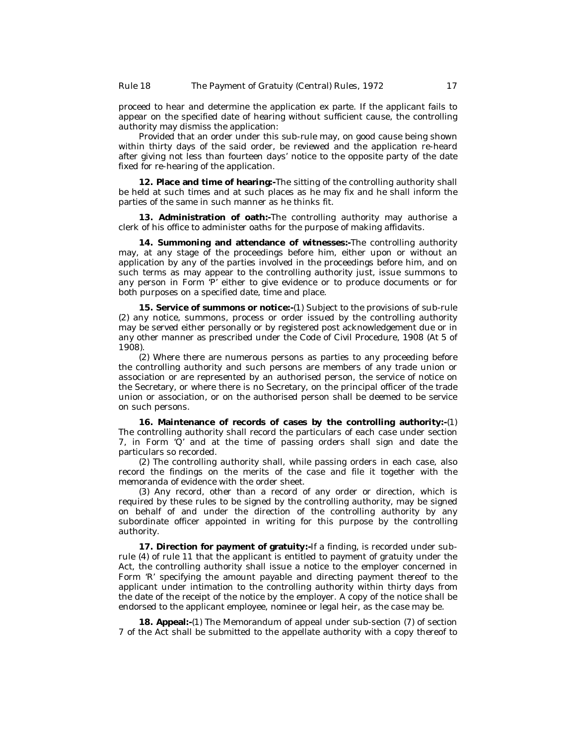proceed to hear and determine the application ex parte. If the applicant fails to appear on the specified date of hearing without sufficient cause, the controlling authority may dismiss the application:

Provided that an order under this sub-rule may, on good cause being shown within thirty days of the said order, be reviewed and the application re-heard after giving not less than fourteen days' notice to the opposite party of the date fixed for re-hearing of the application.

**12. Place and time of hearing:-**The sitting of the controlling authority shall be held at such times and at such places as he may fix and he shall inform the parties of the same in such manner as he thinks fit.

**13. Administration of oath:-**The controlling authority may authorise a clerk of his office to administer oaths for the purpose of making affidavits.

**14. Summoning and attendance of witnesses:-**The controlling authority may, at any stage of the proceedings before him, either upon or without an application by any of the parties involved in the proceedings before him, and on such terms as may appear to the controlling authority just, issue summons to any person in Form 'P' either to give evidence or to produce documents or for both purposes on a specified date, time and place.

**15. Service of summons or notice:-**(1) Subject to the provisions of sub-rule (2) any notice, summons, process or order issued by the controlling authority may be served either personally or by registered post acknowledgement due or in any other manner as prescribed under the Code of Civil Procedure, 1908 (At 5 of 1908).

(2) Where there are numerous persons as parties to any proceeding before the controlling authority and such persons are members of any trade union or association or are represented by an authorised person, the service of notice on the Secretary, or where there is no Secretary, on the principal officer of the trade union or association, or on the authorised person shall be deemed to be service on such persons.

**16. Maintenance of records of cases by the controlling authority:-**(1) The controlling authority shall record the particulars of each case under section 7, in Form 'Q' and at the time of passing orders shall sign and date the particulars so recorded.

(2) The controlling authority shall, while passing orders in each case, also record the findings on the merits of the case and file it together with the memoranda of evidence with the order sheet.

(3) Any record, other than a record of any order or direction, which is required by these rules to be signed by the controlling authority, may be signed on behalf of and under the direction of the controlling authority by any subordinate officer appointed in writing for this purpose by the controlling authority.

**17. Direction for payment of gratuity:-**If a finding, is recorded under sub-rule (4) of rule 11 that the applicant is entitled to payment of gratuity under the Act, the controlling authority shall issue a notice to the employer concerned in Form 'R' specifying the amount payable and directing payment thereof to the applicant under intimation to the controlling authority within thirty days from the date of the receipt of the notice by the employer. A copy of the notice shall be endorsed to the applicant employee, nominee or legal heir, as the case may be.

**18. Appeal:-**(1) The Memorandum of appeal under sub-section (7) of section 7 of the Act shall be submitted to the appellate authority with a copy thereof to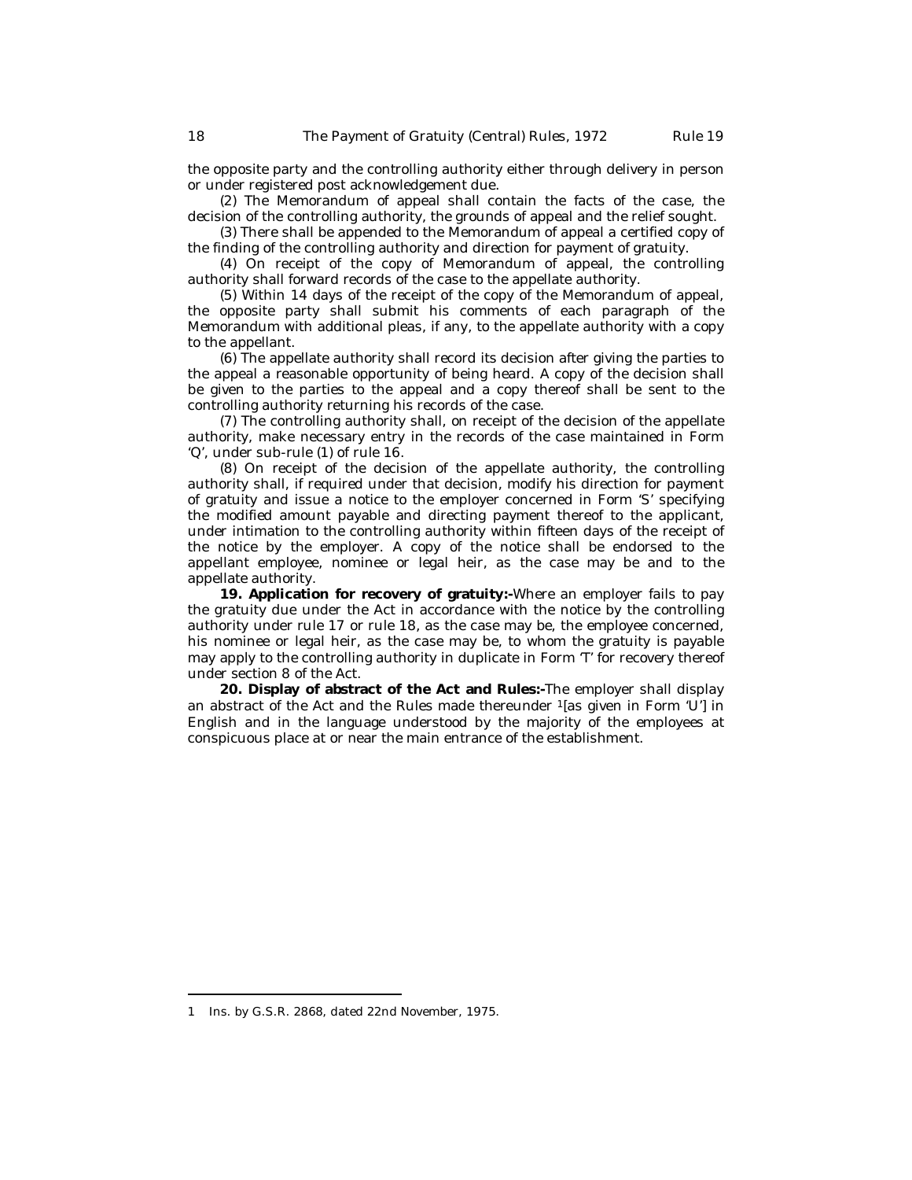the opposite party and the controlling authority either through delivery in person or under registered post acknowledgement due.

(2) The Memorandum of appeal shall contain the facts of the case, the decision of the controlling authority, the grounds of appeal and the relief sought.

(3) There shall be appended to the Memorandum of appeal a certified copy of the finding of the controlling authority and direction for payment of gratuity.

(4) On receipt of the copy of Memorandum of appeal, the controlling authority shall forward records of the case to the appellate authority.

(5) Within 14 days of the receipt of the copy of the Memorandum of appeal, the opposite party shall submit his comments of each paragraph of the Memorandum with additional pleas, if any, to the appellate authority with a copy to the appellant.

(6) The appellate authority shall record its decision after giving the parties to the appeal a reasonable opportunity of being heard. A copy of the decision shall be given to the parties to the appeal and a copy thereof shall be sent to the controlling authority returning his records of the case.

(7) The controlling authority shall, on receipt of the decision of the appellate authority, make necessary entry in the records of the case maintained in Form 'Q', under sub-rule (1) of rule 16.

(8) On receipt of the decision of the appellate authority, the controlling authority shall, if required under that decision, modify his direction for payment of gratuity and issue a notice to the employer concerned in Form 'S' specifying the modified amount payable and directing payment thereof to the applicant, under intimation to the controlling authority within fifteen days of the receipt of the notice by the employer. A copy of the notice shall be endorsed to the appellant employee, nominee or legal heir, as the case may be and to the appellate authority.

**19. Application for recovery of gratuity:-**Where an employer fails to pay the gratuity due under the Act in accordance with the notice by the controlling authority under rule 17 or rule 18, as the case may be, the employee concerned, his nominee or legal heir, as the case may be, to whom the gratuity is payable may apply to the controlling authority in duplicate in Form 'T' for recovery thereof under section 8 of the Act.

**20. Display of abstract of the Act and Rules:-**The employer shall display an abstract of the Act and the Rules made thereunder [1][as given in Form 'U'] in English and in the language understood by the majority of the employees at conspicuous place at or near the main entrance of the establishment.

---

1 Ins. by G.S.R. 2868, dated 22nd November, 1975.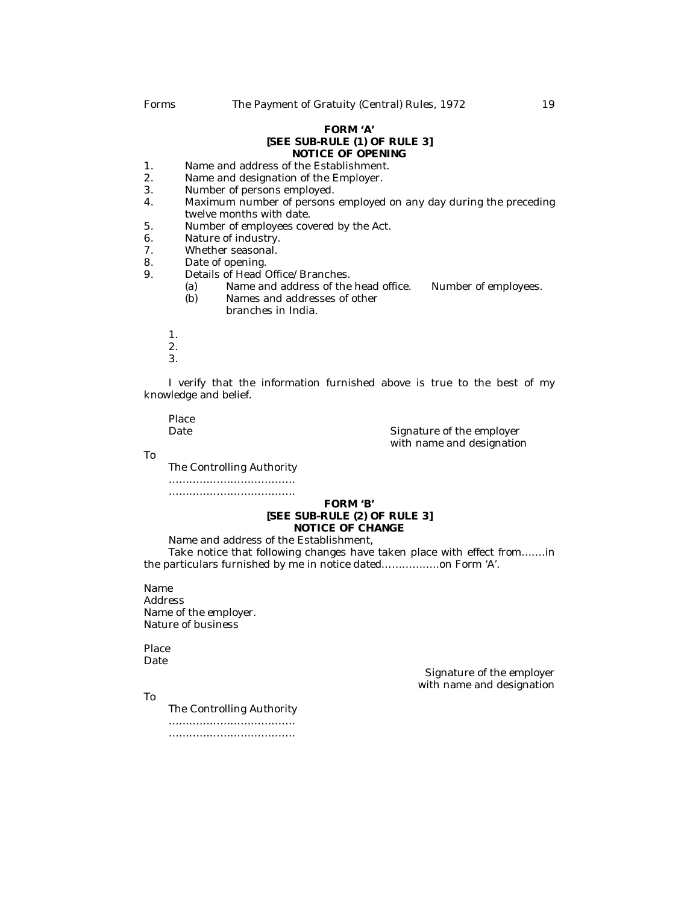## FORM 'A'

### [SEE SUB-RULE (1) OF RULE 3]

### NOTICE OF OPENING

1. Name and address of the Establishment.
2. Name and designation of the Employer.
3. Number of persons employed.
4. Maximum number of persons employed on any day during the preceding twelve months with date.
5. Number of employees covered by the Act.
6. Nature of industry.
7. Whether seasonal.
8. Date of opening.
9. Details of Head Office/Branches.
   - (a) Name and address of the head office. Number of employees.
   - (b) Names and addresses of other branches in India.

1.
2.
3.

I verify that the information furnished above is true to the best of my knowledge and belief.

Place

Date

Signature of the employer with name and designation

To

The Controlling Authority

………………………………

………………………………

## FORM 'B'

### [SEE SUB-RULE (2) OF RULE 3]

### NOTICE OF CHANGE

Name and address of the Establishment,

Take notice that following changes have taken place with effect from…….in the particulars furnished by me in notice dated……………..on Form 'A'.

Name

Address

Name of the employer.

Nature of business

Place

Date

Signature of the employer with name and designation

To

The Controlling Authority

………………………………

………………………………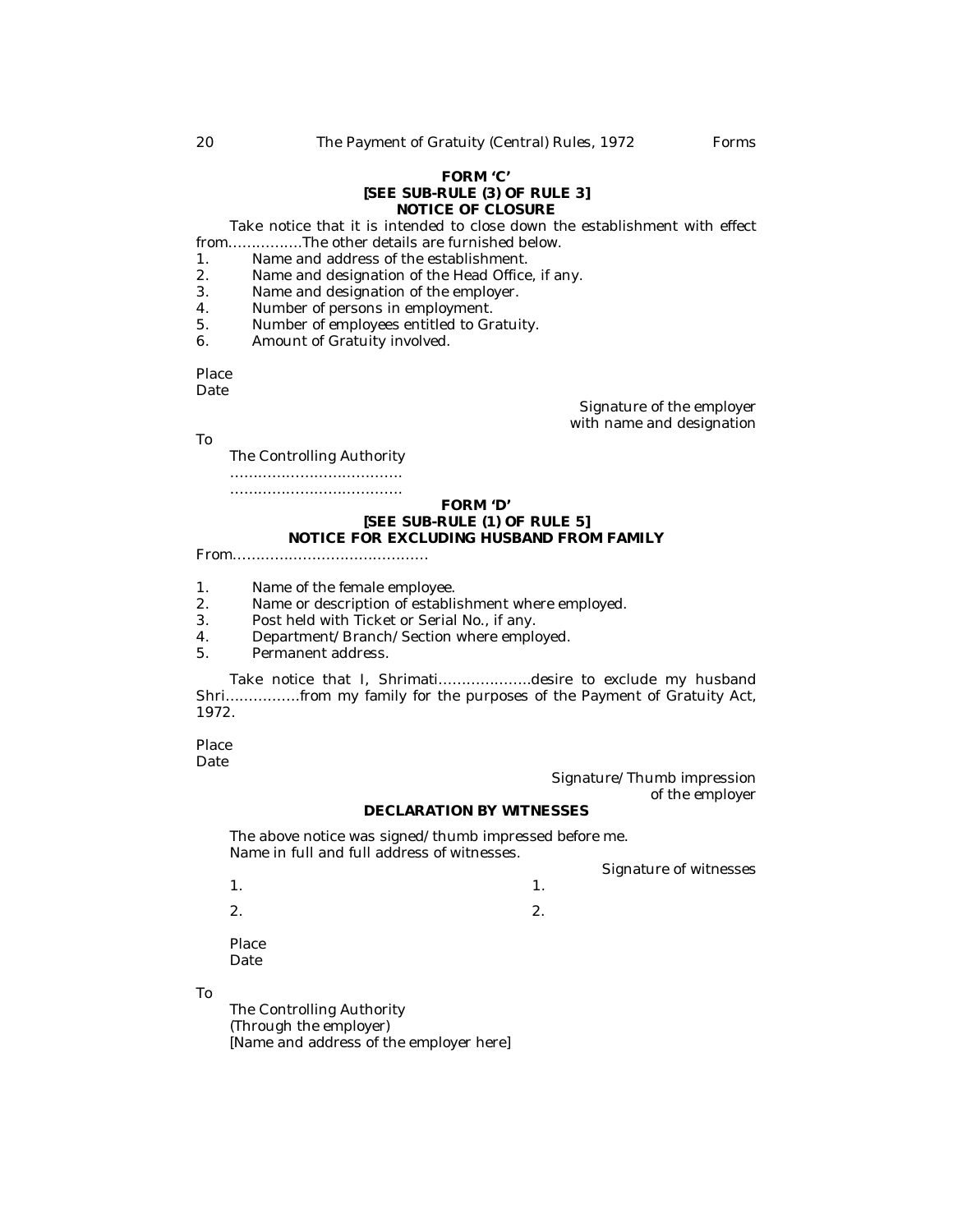**FORM 'C'**
**[SEE SUB-RULE (3) OF RULE 3]**
**NOTICE OF CLOSURE**

Take notice that it is intended to close down the establishment with effect from................The other details are furnished below.

1. Name and address of the establishment.
2. Name and designation of the Head Office, if any.
3. Name and designation of the employer.
4. Number of persons in employment.
5. Number of employees entitled to Gratuity.
6. Amount of Gratuity involved.

Place
Date

Signature of the employer
with name and designation

To

The Controlling Authority
.....................................
.....................................

**FORM 'D'**
**[SEE SUB-RULE (1) OF RULE 5]**
**NOTICE FOR EXCLUDING HUSBAND FROM FAMILY**

From.............................................

1. Name of the female employee.
2. Name or description of establishment where employed.
3. Post held with Ticket or Serial No., if any.
4. Department/Branch/Section where employed.
5. Permanent address.

Take notice that I, Shrimati....................desire to exclude my husband Shri................from my family for the purposes of the Payment of Gratuity Act, 1972.

Place
Date

Signature/Thumb impression
of the employer

**DECLARATION BY WITNESSES**

The above notice was signed/thumb impressed before me.
Name in full and full address of witnesses.

| | Signature of witnesses |
|---|---|
| 1. | 1. |
| 2. | 2. |

Place
Date

To

The Controlling Authority
(Through the employer)
[Name and address of the employer here]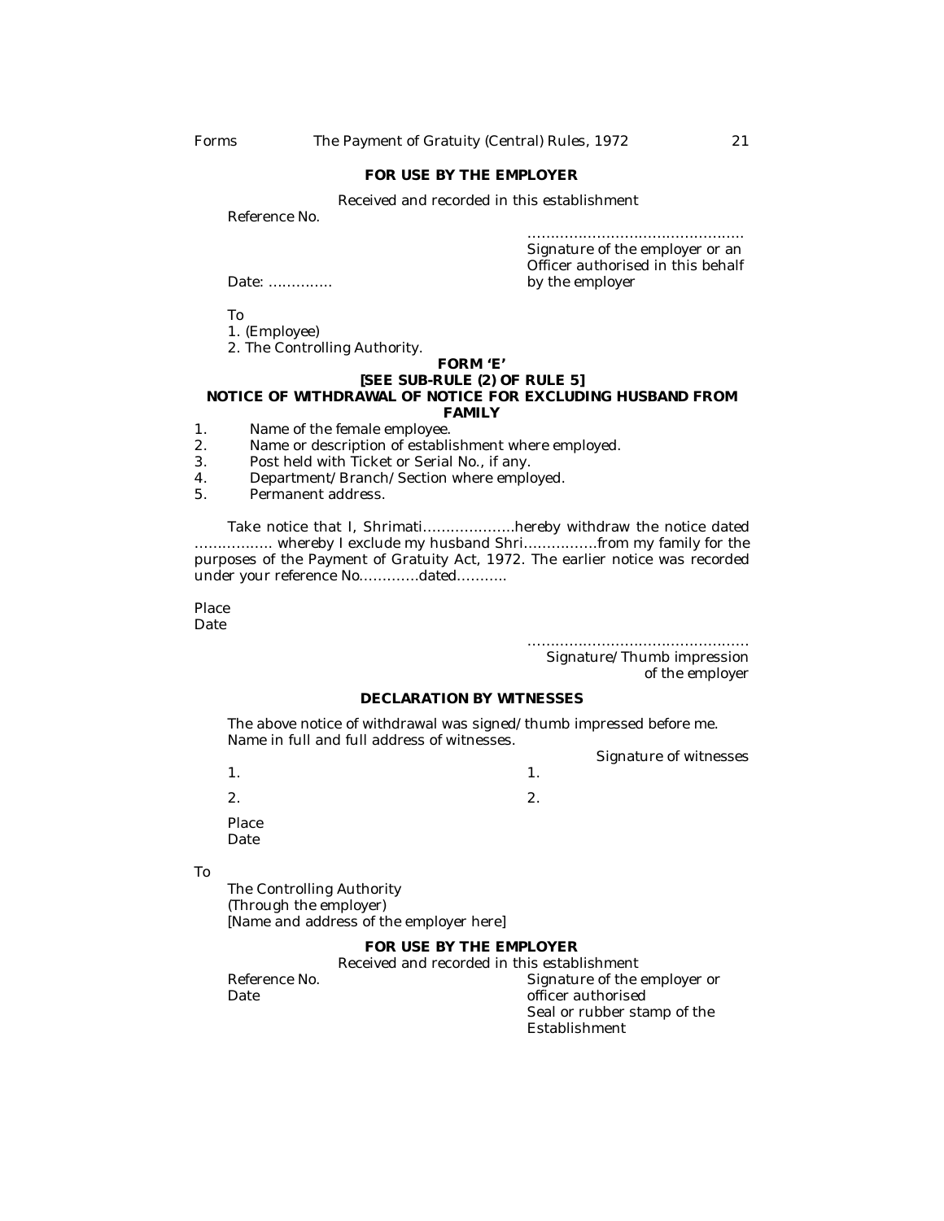**FOR USE BY THE EMPLOYER**

Received and recorded in this establishment

Reference No.

..............................................
Signature of the employer or an Officer authorised in this behalf by the employer

Date: ..............

To

1. (Employee)
2. The Controlling Authority.

**FORM 'E'**

**[SEE SUB-RULE (2) OF RULE 5]**

**NOTICE OF WITHDRAWAL OF NOTICE FOR EXCLUDING HUSBAND FROM FAMILY**

1. Name of the female employee.
2. Name or description of establishment where employed.
3. Post held with Ticket or Serial No., if any.
4. Department/Branch/Section where employed.
5. Permanent address.

Take notice that I, Shrimati....................hereby withdraw the notice dated ................. whereby I exclude my husband Shri................from my family for the purposes of the Payment of Gratuity Act, 1972. The earlier notice was recorded under your reference No.............dated...........

Place

Date

...............................................
Signature/Thumb impression of the employer

**DECLARATION BY WITNESSES**

The above notice of withdrawal was signed/thumb impressed before me.
Name in full and full address of witnesses.

Signature of witnesses

| Name in full and full address of witnesses | Signature of witnesses |
|---|---|
| 1. | 1. |
| 2. | 2. |

Place

Date

To

The Controlling Authority
(Through the employer)
[Name and address of the employer here]

**FOR USE BY THE EMPLOYER**

Received and recorded in this establishment

Reference No.

Date

Signature of the employer or officer authorised

Seal or rubber stamp of the Establishment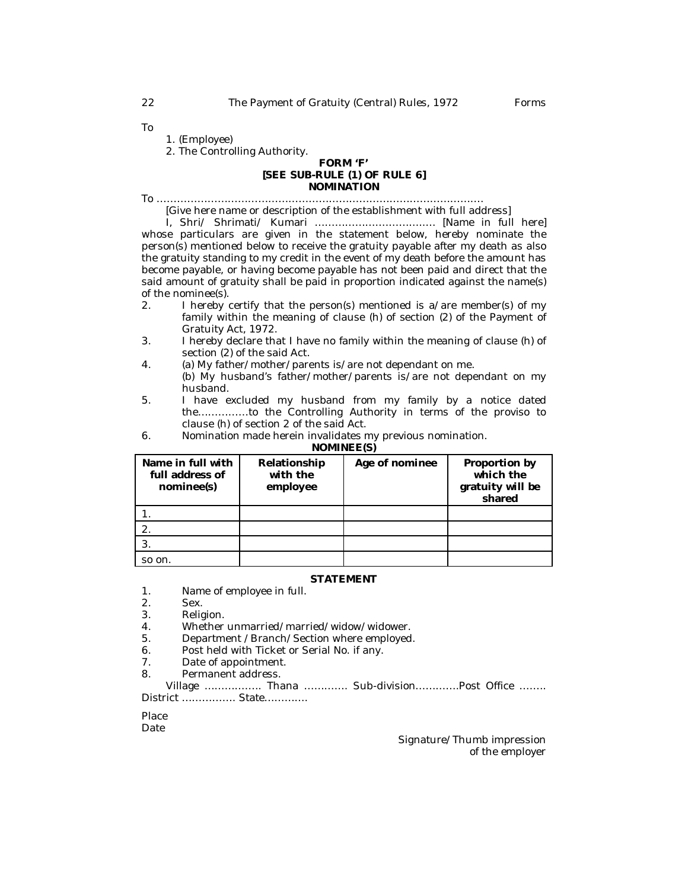To

1. (Employee)
2. The Controlling Authority.

**FORM 'F'**
**[SEE SUB-RULE (1) OF RULE 6]**
**NOMINATION**

To ………………………………………………………………………………………

[Give here name or description of the establishment with full address]

I, Shri/ Shrimati/ Kumari ……………………………… [Name in full here] whose particulars are given in the statement below, hereby nominate the person(s) mentioned below to receive the gratuity payable after my death as also the gratuity standing to my credit in the event of my death before the amount has become payable, or having become payable has not been paid and direct that the said amount of gratuity shall be paid in proportion indicated against the name(s) of the nominee(s).

2. I hereby certify that the person(s) mentioned is a/are member(s) of my family within the meaning of clause (h) of section (2) of the Payment of Gratuity Act, 1972.
3. I hereby declare that I have no family within the meaning of clause (h) of section (2) of the said Act.
4. (a) My father/mother/parents is/are not dependant on me.
   (b) My husband's father/mother/parents is/are not dependant on my husband.
5. I have excluded my husband from my family by a notice dated the……………to the Controlling Authority in terms of the proviso to clause (h) of section 2 of the said Act.
6. Nomination made herein invalidates my previous nomination.

**NOMINEE(S)**

| Name in full with full address of nominee(s) | Relationship with the employee | Age of nominee | Proportion by which the gratuity will be shared |
|---|---|---|---|
| 1. | | | |
| 2. | | | |
| 3. | | | |
| so on. | | | |

**STATEMENT**

1. Name of employee in full.
2. Sex.
3. Religion.
4. Whether unmarried/married/widow/widower.
5. Department /Branch/Section where employed.
6. Post held with Ticket or Serial No. if any.
7. Date of appointment.
8. Permanent address.

Village …………….. Thana …………. Sub-division………….Post Office …….. District ……………. State…………

Place
Date

Signature/Thumb impression
of the employer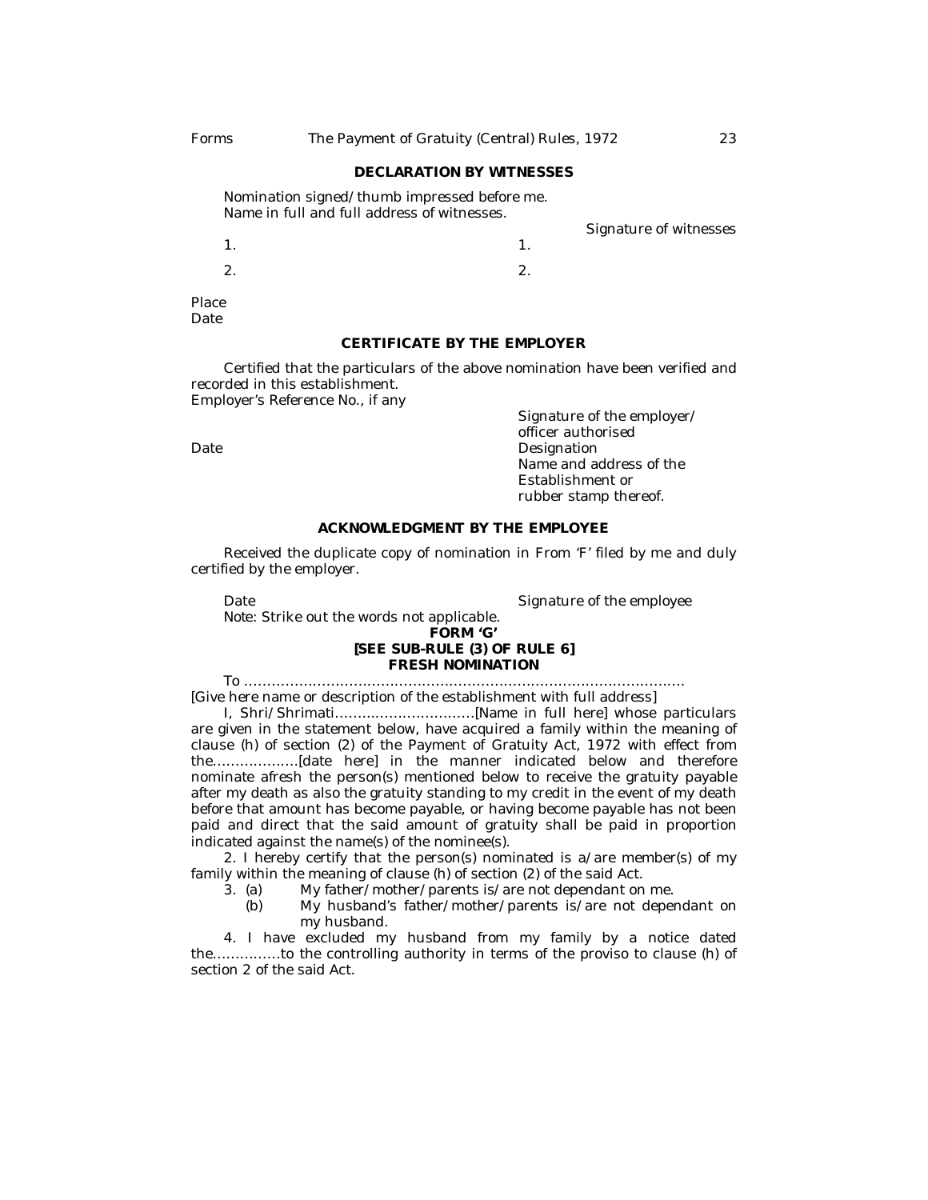## DECLARATION BY WITNESSES

Nomination signed/thumb impressed before me.
Name in full and full address of witnesses.

Signature of witnesses

1. 1.

2. 2.

Place
Date

## CERTIFICATE BY THE EMPLOYER

Certified that the particulars of the above nomination have been verified and recorded in this establishment.
Employer's Reference No., if any

Signature of the employer/
officer authorised
Designation
Name and address of the
Establishment or
rubber stamp thereof.

Date

## ACKNOWLEDGMENT BY THE EMPLOYEE

Received the duplicate copy of nomination in From 'F' filed by me and duly certified by the employer.

Date

Signature of the employee

Note: Strike out the words not applicable.

## FORM 'G'
### [SEE SUB-RULE (3) OF RULE 6]
### FRESH NOMINATION

To .......................................................................................................
[Give here name or description of the establishment with full address]

I, Shri/Shrimati...............................[Name in full here] whose particulars are given in the statement below, have acquired a family within the meaning of clause (h) of section (2) of the Payment of Gratuity Act, 1972 with effect from the...................[date here] in the manner indicated below and therefore nominate afresh the person(s) mentioned below to receive the gratuity payable after my death as also the gratuity standing to my credit in the event of my death before that amount has become payable, or having become payable has not been paid and direct that the said amount of gratuity shall be paid in proportion indicated against the name(s) of the nominee(s).

2. I hereby certify that the person(s) nominated is a/are member(s) of my family within the meaning of clause (h) of section (2) of the said Act.

3. (a) My father/mother/parents is/are not dependant on me.

(b) My husband's father/mother/parents is/are not dependant on my husband.

4. I have excluded my husband from my family by a notice dated the..............to the controlling authority in terms of the proviso to clause (h) of section 2 of the said Act.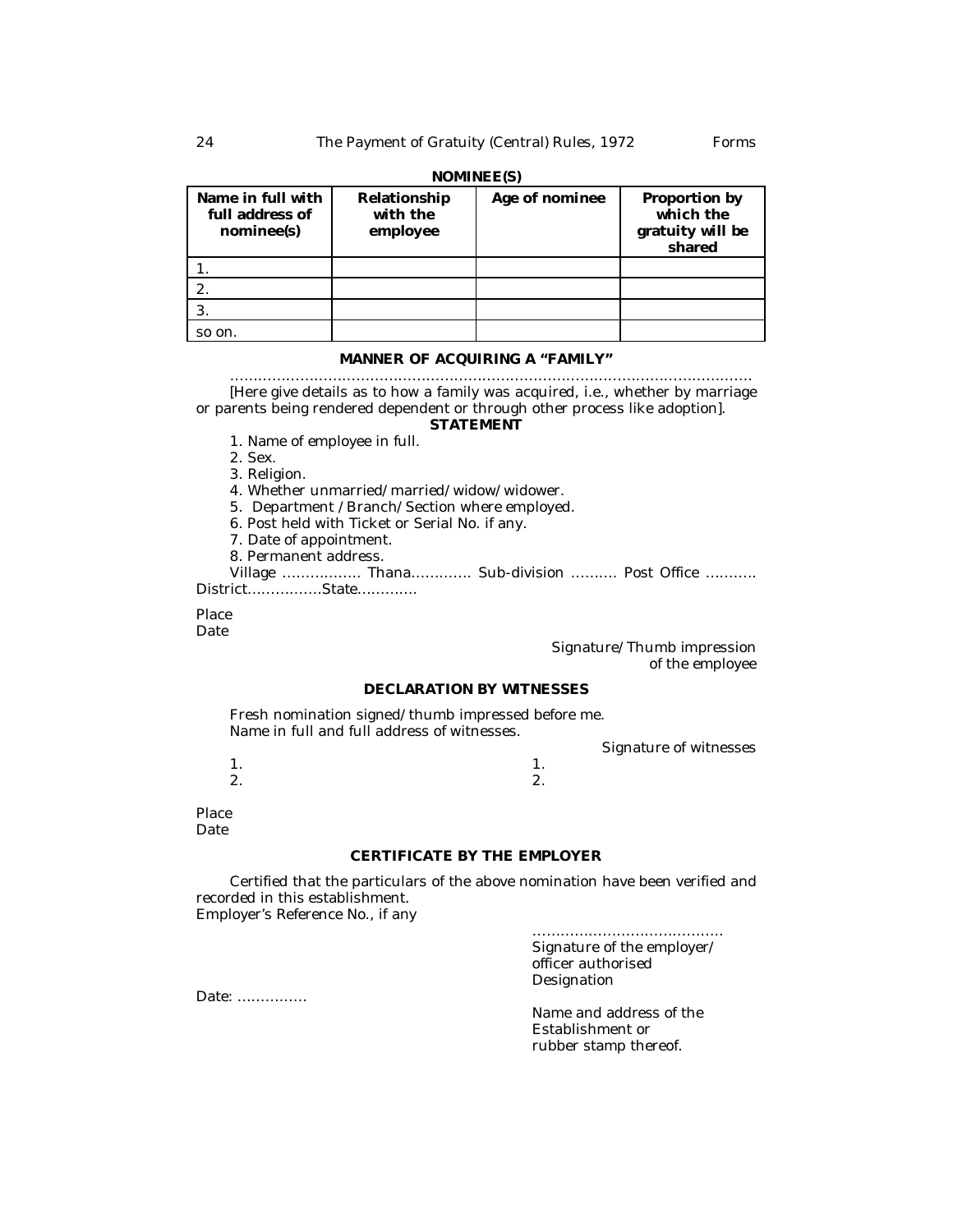**NOMINEE(S)**

| Name in full with full address of nominee(s) | Relationship with the employee | Age of nominee | Proportion by which the gratuity will be shared |
|---|---|---|---|
| 1. | | | |
| 2. | | | |
| 3. | | | |
| so on. | | | |

**MANNER OF ACQUIRING A "FAMILY"**

.................................................................................................................

[Here give details as to how a family was acquired, i.e., whether by marriage or parents being rendered dependent or through other process like adoption].

**STATEMENT**

1. Name of employee in full.
2. Sex.
3. Religion.
4. Whether unmarried/married/widow/widower.
5. Department /Branch/Section where employed.
6. Post held with Ticket or Serial No. if any.
7. Date of appointment.
8. Permanent address.

Village ................. Thana............. Sub-division .......... Post Office ........... District................State.............

Place

Date

Signature/Thumb impression of the employee

**DECLARATION BY WITNESSES**

Fresh nomination signed/thumb impressed before me.

Name in full and full address of witnesses.

Signature of witnesses

1. 1.

2. 2.

Place

Date

**CERTIFICATE BY THE EMPLOYER**

Certified that the particulars of the above nomination have been verified and recorded in this establishment.

Employer's Reference No., if any

.........................................

Signature of the employer/ officer authorised

Designation

Date: ...............

Name and address of the Establishment or rubber stamp thereof.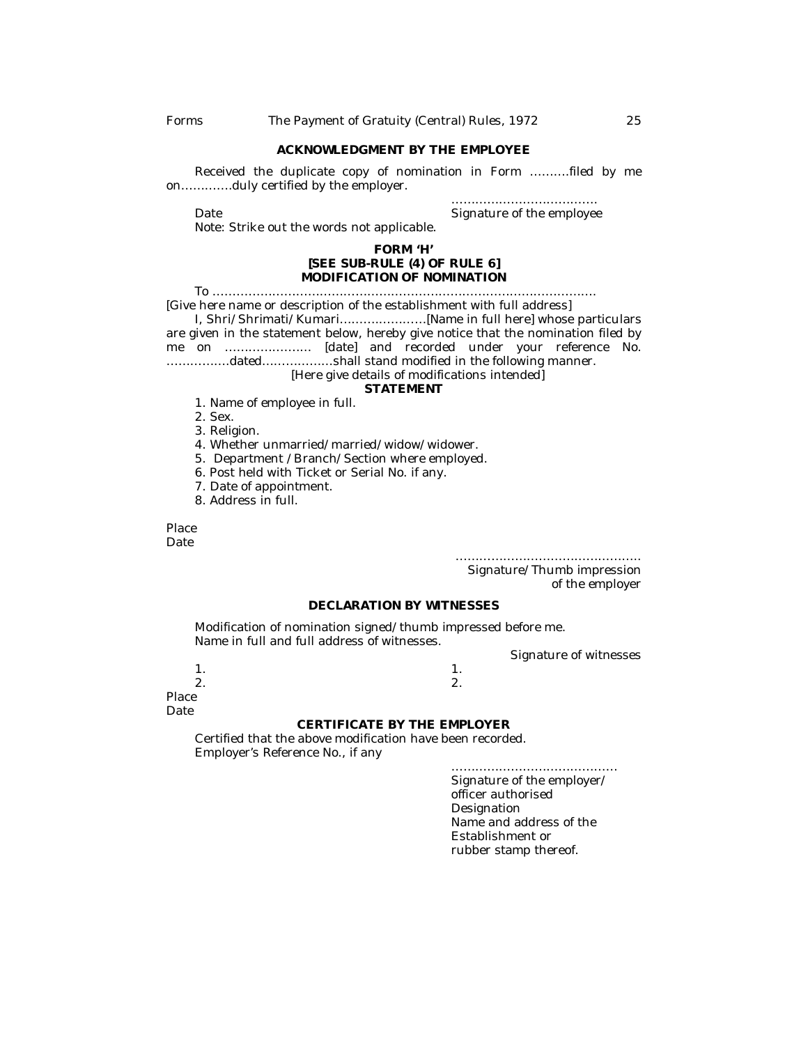**ACKNOWLEDGMENT BY THE EMPLOYEE**

Received the duplicate copy of nomination in Form ……….filed by me on………….duly certified by the employer.

………………………………
Date — Signature of the employee

Note: Strike out the words not applicable.

## FORM 'H'
### [SEE SUB-RULE (4) OF RULE 6]
### MODIFICATION OF NOMINATION

To ………………………………………………………………………………………
[Give here name or description of the establishment with full address]

I, Shri/Shrimati/Kumari………………….[Name in full here] whose particulars are given in the statement below, hereby give notice that the nomination filed by me on …………………. [date] and recorded under your reference No. ……………dated………………shall stand modified in the following manner.

[Here give details of modifications intended]

**STATEMENT**

1. Name of employee in full.
2. Sex.
3. Religion.
4. Whether unmarried/married/widow/widower.
5. Department /Branch/Section where employed.
6. Post held with Ticket or Serial No. if any.
7. Date of appointment.
8. Address in full.

Place
Date

………………………………………
Signature/Thumb impression
of the employer

**DECLARATION BY WITNESSES**

Modification of nomination signed/thumb impressed before me.
Name in full and full address of witnesses.

Signature of witnesses

| Name in full and full address of witnesses | Signature of witnesses |
|---|---|
| 1. | 1. |
| 2. | 2. |

Place
Date

**CERTIFICATE BY THE EMPLOYER**

Certified that the above modification have been recorded.
Employer's Reference No., if any

……………………………………
Signature of the employer/
officer authorised
Designation
Name and address of the
Establishment or
rubber stamp thereof.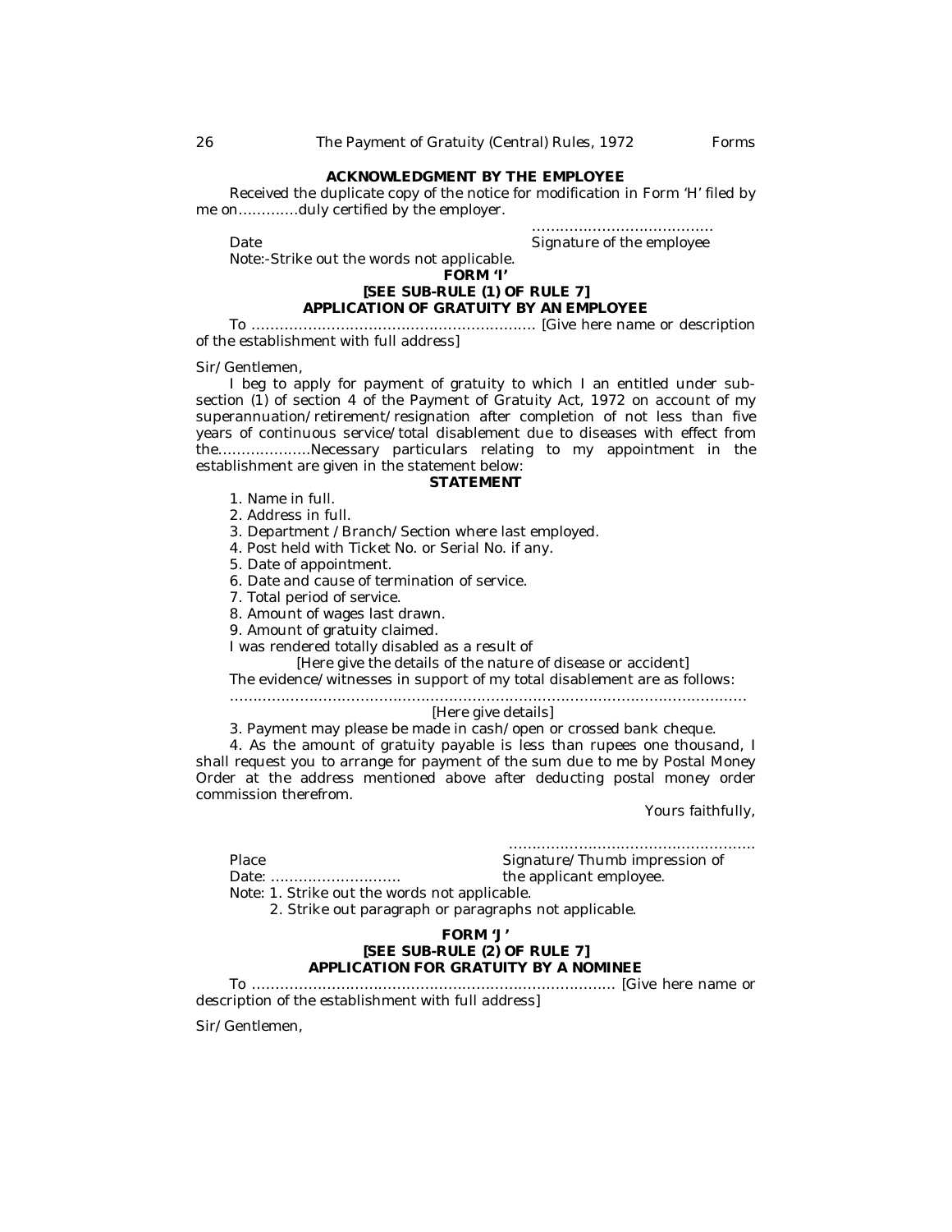**ACKNOWLEDGMENT BY THE EMPLOYEE**

Received the duplicate copy of the notice for modification in Form 'H' filed by me on………….duly certified by the employer.

…………………………………

Date Signature of the employee

Note:-Strike out the words not applicable.

**FORM 'I'**

**[SEE SUB-RULE (1) OF RULE 7]**

**APPLICATION OF GRATUITY BY AN EMPLOYEE**

To ……………………………………………………. [Give here name or description of the establishment with full address]

Sir/Gentlemen,

I beg to apply for payment of gratuity to which I an entitled under sub-section (1) of section 4 of the Payment of Gratuity Act, 1972 on account of my superannuation/retirement/resignation after completion of not less than five years of continuous service/total disablement due to diseases with effect from the………………..Necessary particulars relating to my appointment in the establishment are given in the statement below:

**STATEMENT**

1. Name in full.
2. Address in full.
3. Department /Branch/Section where last employed.
4. Post held with Ticket No. or Serial No. if any.
5. Date of appointment.
6. Date and cause of termination of service.
7. Total period of service.
8. Amount of wages last drawn.
9. Amount of gratuity claimed.

I was rendered totally disabled as a result of

[Here give the details of the nature of disease or accident]

The evidence/witnesses in support of my total disablement are as follows:

…………………………………………………………………………………………………

[Here give details]

3. Payment may please be made in cash/open or crossed bank cheque.

4. As the amount of gratuity payable is less than rupees one thousand, I shall request you to arrange for payment of the sum due to me by Postal Money Order at the address mentioned above after deducting postal money order commission therefrom.

Yours faithfully,

……………………………………………

Place Signature/Thumb impression of

Date: ………………………. the applicant employee.

Note: 1. Strike out the words not applicable.

2. Strike out paragraph or paragraphs not applicable.

**FORM 'J'**

**[SEE SUB-RULE (2) OF RULE 7]**

**APPLICATION FOR GRATUITY BY A NOMINEE**

To …………………………………………………………………. [Give here name or description of the establishment with full address]

Sir/Gentlemen,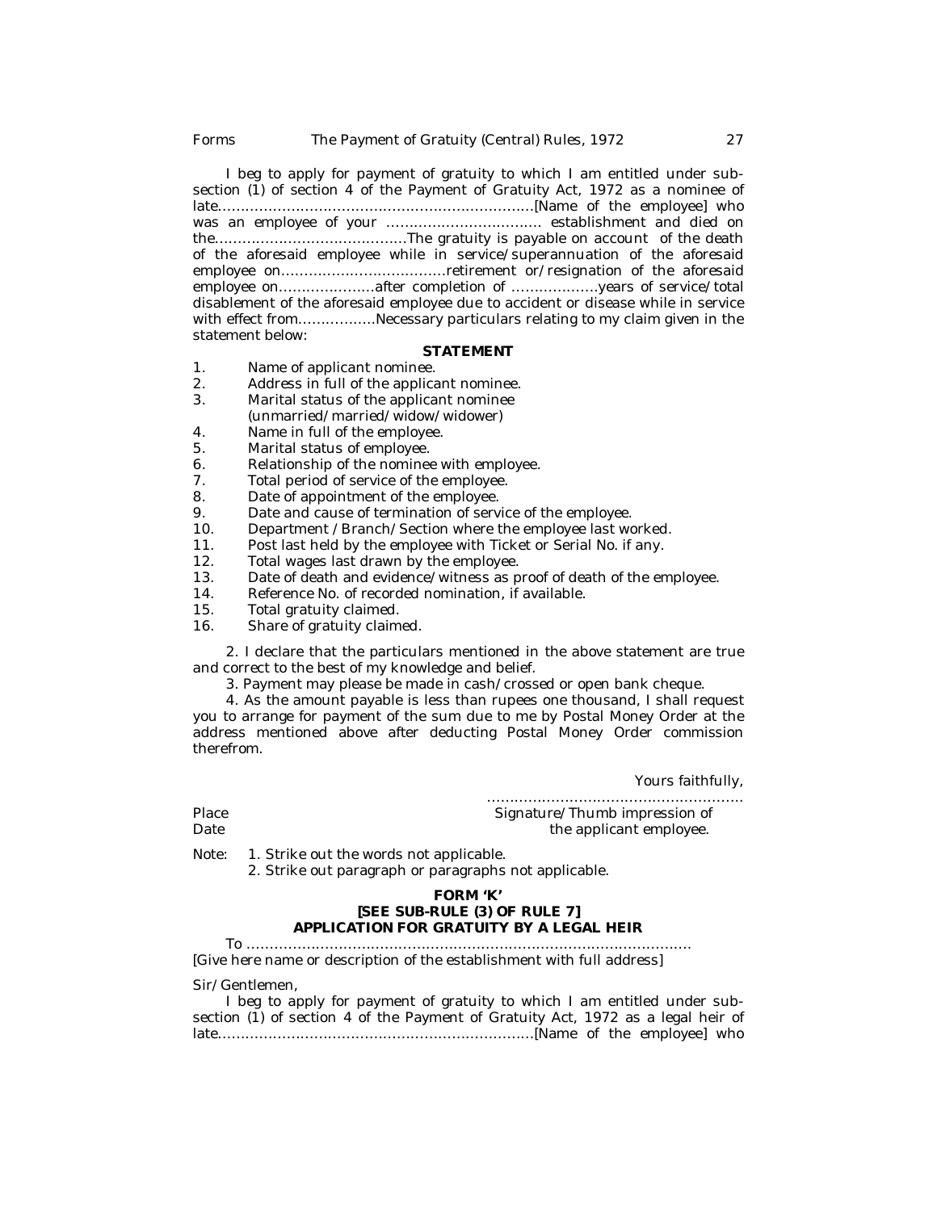I beg to apply for payment of gratuity to which I am entitled under sub-section (1) of section 4 of the Payment of Gratuity Act, 1972 as a nominee of late……………………………………………………………[Name of the employee] who was an employee of your …………………………… establishment and died on the……………………………………The gratuity is payable on account of the death of the aforesaid employee while in service/superannuation of the aforesaid employee on………………………………retirement or/resignation of the aforesaid employee on…………………after completion of ……………….years of service/total disablement of the aforesaid employee due to accident or disease while in service with effect from……………..Necessary particulars relating to my claim given in the statement below:

**STATEMENT**

1. Name of applicant nominee.
2. Address in full of the applicant nominee.
3. Marital status of the applicant nominee (unmarried/married/widow/widower)
4. Name in full of the employee.
5. Marital status of employee.
6. Relationship of the nominee with employee.
7. Total period of service of the employee.
8. Date of appointment of the employee.
9. Date and cause of termination of service of the employee.
10. Department /Branch/Section where the employee last worked.
11. Post last held by the employee with Ticket or Serial No. if any.
12. Total wages last drawn by the employee.
13. Date of death and evidence/witness as proof of death of the employee.
14. Reference No. of recorded nomination, if available.
15. Total gratuity claimed.
16. Share of gratuity claimed.

2. I declare that the particulars mentioned in the above statement are true and correct to the best of my knowledge and belief.

3. Payment may please be made in cash/crossed or open bank cheque.

4. As the amount payable is less than rupees one thousand, I shall request you to arrange for payment of the sum due to me by Postal Money Order at the address mentioned above after deducting Postal Money Order commission therefrom.

Yours faithfully,

……………………………………………….

Place
Date

Signature/Thumb impression of the applicant employee.

Note: 1. Strike out the words not applicable.
2. Strike out paragraph or paragraphs not applicable.

## FORM 'K'
### [SEE SUB-RULE (3) OF RULE 7]
### APPLICATION FOR GRATUITY BY A LEGAL HEIR

To ……………………………………………………………………………………
[Give here name or description of the establishment with full address]

Sir/Gentlemen,

I beg to apply for payment of gratuity to which I am entitled under sub-section (1) of section 4 of the Payment of Gratuity Act, 1972 as a legal heir of late……………………………………………………………[Name of the employee] who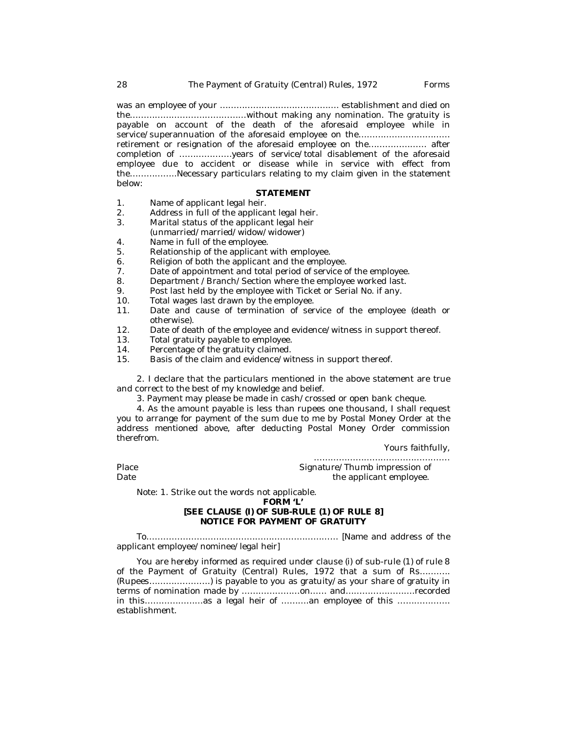was an employee of your ……………………………………. establishment and died on the……………………………………without making any nomination. The gratuity is payable on account of the death of the aforesaid employee while in service/superannuation of the aforesaid employee on the…………………………… retirement or resignation of the aforesaid employee on the………………… after completion of ……………….years of service/total disablement of the aforesaid employee due to accident or disease while in service with effect from the…………….Necessary particulars relating to my claim given in the statement below:

**STATEMENT**

1. Name of applicant legal heir.
2. Address in full of the applicant legal heir.
3. Marital status of the applicant legal heir (unmarried/married/widow/widower)
4. Name in full of the employee.
5. Relationship of the applicant with employee.
6. Religion of both the applicant and the employee.
7. Date of appointment and total period of service of the employee.
8. Department /Branch/Section where the employee worked last.
9. Post last held by the employee with Ticket or Serial No. if any.
10. Total wages last drawn by the employee.
11. Date and cause of termination of service of the employee (death or otherwise).
12. Date of death of the employee and evidence/witness in support thereof.
13. Total gratuity payable to employee.
14. Percentage of the gratuity claimed.
15. Basis of the claim and evidence/witness in support thereof.

2. I declare that the particulars mentioned in the above statement are true and correct to the best of my knowledge and belief.

3. Payment may please be made in cash/crossed or open bank cheque.

4. As the amount payable is less than rupees one thousand, I shall request you to arrange for payment of the sum due to me by Postal Money Order at the address mentioned above, after deducting Postal Money Order commission therefrom.

Yours faithfully,

…………………………………………

Place  
Date

Signature/Thumb impression of the applicant employee.

Note: 1. Strike out the words not applicable.

**FORM 'L'**

**[SEE CLAUSE (I) OF SUB-RULE (1) OF RULE 8]**

**NOTICE FOR PAYMENT OF GRATUITY**

To…………………………………………………………… [Name and address of the applicant employee/nominee/legal heir]

You are hereby informed as required under clause (i) of sub-rule (1) of rule 8 of the Payment of Gratuity (Central) Rules, 1972 that a sum of Rs……….. (Rupees………………….) is payable to you as gratuity/as your share of gratuity in terms of nomination made by ………………..on…… and…………………….recorded in this…………………as a legal heir of ……….an employee of this ……………… establishment.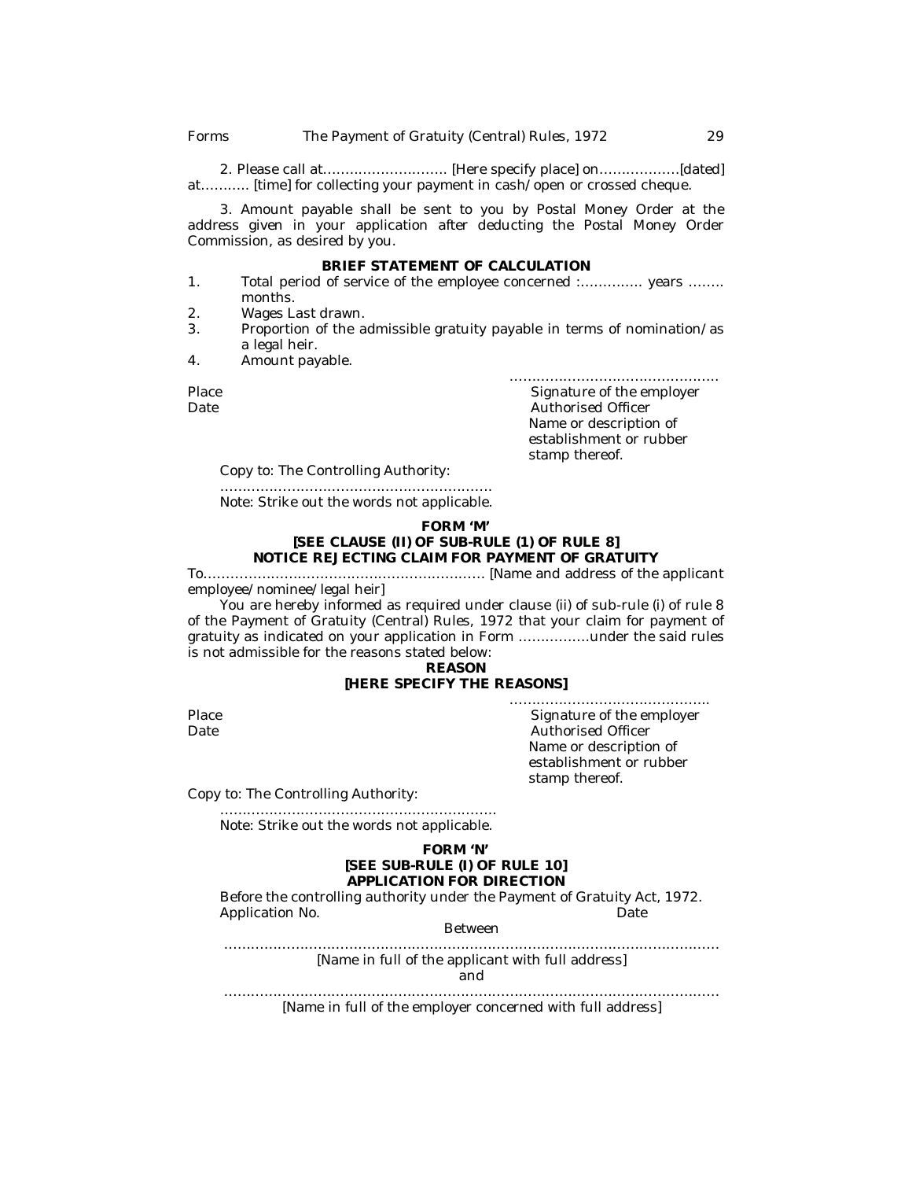2. Please call at………………………. [Here specify place] on………………[dated] at……….. [time] for collecting your payment in cash/open or crossed cheque.

3. Amount payable shall be sent to you by Postal Money Order at the address given in your application after deducting the Postal Money Order Commission, as desired by you.

**BRIEF STATEMENT OF CALCULATION**

1. Total period of service of the employee concerned :………….. years …….. months.
2. Wages Last drawn.
3. Proportion of the admissible gratuity payable in terms of nomination/as a legal heir.
4. Amount payable.

Place
Date

…………………………………………
Signature of the employer
Authorised Officer
Name or description of establishment or rubber stamp thereof.

Copy to: The Controlling Authority:

……………………………………………………

Note: Strike out the words not applicable.

**FORM 'M'**

**[SEE CLAUSE (II) OF SUB-RULE (1) OF RULE 8]**

**NOTICE REJECTING CLAIM FOR PAYMENT OF GRATUITY**

To……………………………………………………… [Name and address of the applicant employee/nominee/legal heir]

You are hereby informed as required under clause (ii) of sub-rule (i) of rule 8 of the Payment of Gratuity (Central) Rules, 1972 that your claim for payment of gratuity as indicated on your application in Form …………….under the said rules is not admissible for the reasons stated below:

**REASON**

**[HERE SPECIFY THE REASONS]**

Place
Date

………………………………………
Signature of the employer
Authorised Officer
Name or description of establishment or rubber stamp thereof.

Copy to: The Controlling Authority:

……………………………………………………

Note: Strike out the words not applicable.

**FORM 'N'**

**[SEE SUB-RULE (I) OF RULE 10]**

**APPLICATION FOR DIRECTION**

Before the controlling authority under the Payment of Gratuity Act, 1972.

Application No. Date

Between

……………………………………………………………………………………………

[Name in full of the applicant with full address]

and

……………………………………………………………………………………………

[Name in full of the employer concerned with full address]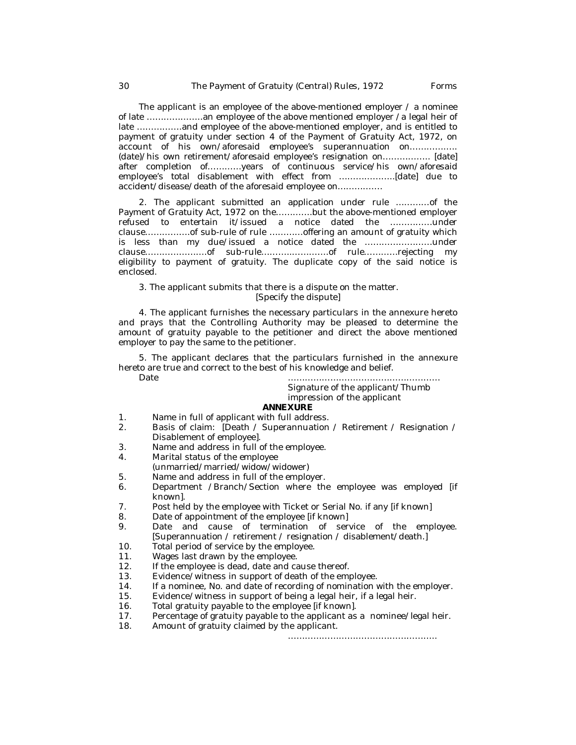The applicant is an employee of the above-mentioned employer / a nominee of late ………………..an employee of the above mentioned employer / a legal heir of late …………….and employee of the above-mentioned employer, and is entitled to payment of gratuity under section 4 of the Payment of Gratuity Act, 1972, on account of his own/aforesaid employee's superannuation on……………. (date)/his own retirement/aforesaid employee's resignation on…………….. [date] after completion of…………years of continuous service/his own/aforesaid employee's total disablement with effect from ………………..[date] due to accident/disease/death of the aforesaid employee on…………….

2. The applicant submitted an application under rule …………of the Payment of Gratuity Act, 1972 on the………….but the above-mentioned employer refused to entertain it/issued a notice dated the ……………under clause…………….of sub-rule of rule …………offering an amount of gratuity which is less than my due/issued a notice dated the ……………………under clause………………….of sub-rule……………………of rule…………rejecting my eligibility to payment of gratuity. The duplicate copy of the said notice is enclosed.

3. The applicant submits that there is a dispute on the matter.
[Specify the dispute]

4. The applicant furnishes the necessary particulars in the annexure hereto and prays that the Controlling Authority may be pleased to determine the amount of gratuity payable to the petitioner and direct the above mentioned employer to pay the same to the petitioner.

5. The applicant declares that the particulars furnished in the annexure hereto are true and correct to the best of his knowledge and belief.

Date

………………………………………………
Signature of the applicant/Thumb impression of the applicant

**ANNEXURE**

1. Name in full of applicant with full address.
2. Basis of claim: [Death / Superannuation / Retirement / Resignation / Disablement of employee].
3. Name and address in full of the employee.
4. Marital status of the employee (unmarried/married/widow/widower)
5. Name and address in full of the employer.
6. Department /Branch/Section where the employee was employed [if known].
7. Post held by the employee with Ticket or Serial No. if any [if known]
8. Date of appointment of the employee [if known]
9. Date and cause of termination of service of the employee. [Superannuation / retirement / resignation / disablement/death.]
10. Total period of service by the employee.
11. Wages last drawn by the employee.
12. If the employee is dead, date and cause thereof.
13. Evidence/witness in support of death of the employee.
14. If a nominee, No. and date of recording of nomination with the employer.
15. Evidence/witness in support of being a legal heir, if a legal heir.
16. Total gratuity payable to the employee [if known].
17. Percentage of gratuity payable to the applicant as a nominee/legal heir.
18. Amount of gratuity claimed by the applicant.

………………………………………………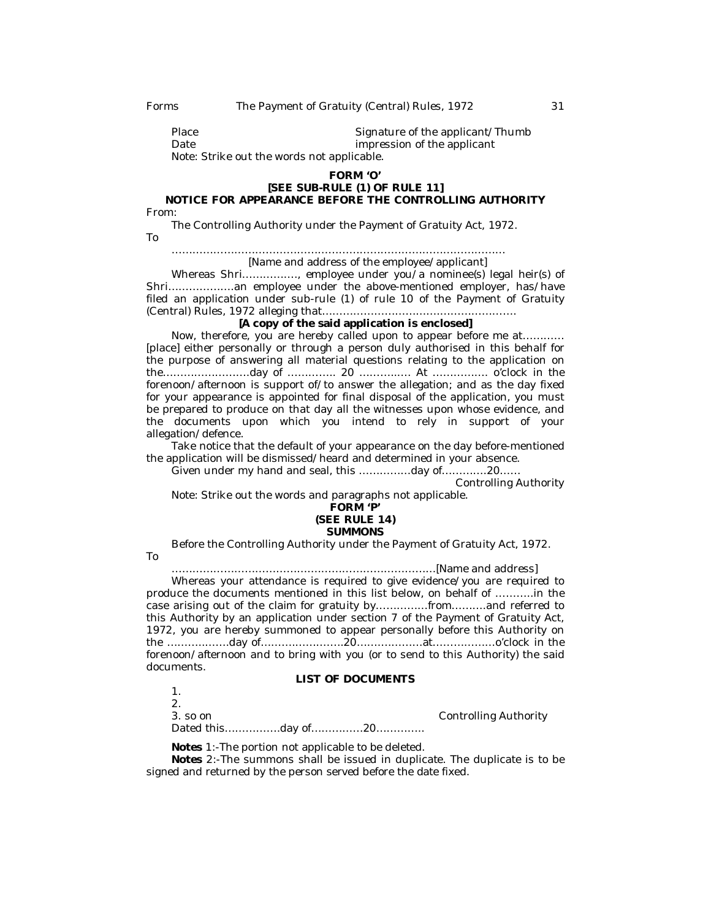Place　　　　　　　　　　　　　　　　Signature of the applicant/Thumb
Date　　　　　　　　　　　　　　　　　impression of the applicant

Note: Strike out the words not applicable.

**FORM 'O'**

**[SEE SUB-RULE (1) OF RULE 11]**

**NOTICE FOR APPEARANCE BEFORE THE CONTROLLING AUTHORITY**

From:

The Controlling Authority under the Payment of Gratuity Act, 1972.

To

……………………………………………………………………………………

[Name and address of the employee/applicant]

Whereas Shri……………., employee under you/a nominee(s) legal heir(s) of Shri……………….an employee under the above-mentioned employer, has/have filed an application under sub-rule (1) of rule 10 of the Payment of Gratuity (Central) Rules, 1972 alleging that………………………………………………

**[A copy of the said application is enclosed]**

Now, therefore, you are hereby called upon to appear before me at………… [place] either personally or through a person duly authorised in this behalf for the purpose of answering all material questions relating to the application on the…………………….day of ………….. 20 …………… At ……………. o'clock in the forenoon/afternoon is support of/to answer the allegation; and as the day fixed for your appearance is appointed for final disposal of the application, you must be prepared to produce on that day all the witnesses upon whose evidence, and the documents upon which you intend to rely in support of your allegation/defence.

Take notice that the default of your appearance on the day before-mentioned the application will be dismissed/heard and determined in your absence.

Given under my hand and seal, this ……………day of………….20……

Controlling Authority

Note: Strike out the words and paragraphs not applicable.

**FORM 'P'**

**(SEE RULE 14)**

**SUMMONS**

Before the Controlling Authority under the Payment of Gratuity Act, 1972.

To

……………………………………………………………………[Name and address]

Whereas your attendance is required to give evidence/you are required to produce the documents mentioned in this list below, on behalf of ………..in the case arising out of the claim for gratuity by……………from……….and referred to this Authority by an application under section 7 of the Payment of Gratuity Act, 1972, you are hereby summoned to appear personally before this Authority on the ………………day of……………………20……………….at………………o'clock in the forenoon/afternoon and to bring with you (or to send to this Authority) the said documents.

**LIST OF DOCUMENTS**

1.
2.
3. so on　　　　　　　　　　　　　　　　　　　　　Controlling Authority

Dated this…………….day of……………20…………..

**Notes** 1:-The portion not applicable to be deleted.

**Notes** 2:-The summons shall be issued in duplicate. The duplicate is to be signed and returned by the person served before the date fixed.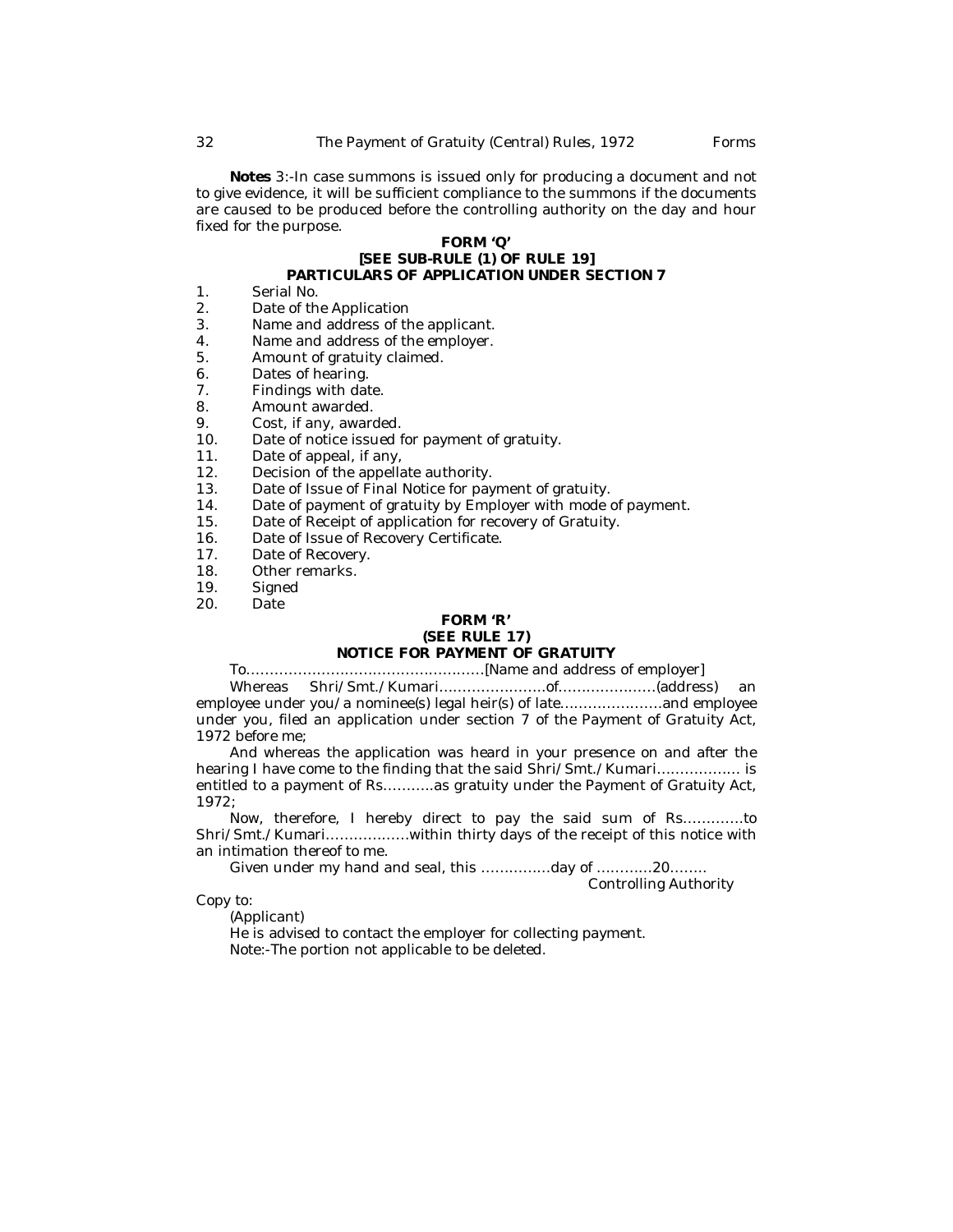**Notes** 3:-In case summons is issued only for producing a document and not to give evidence, it will be sufficient compliance to the summons if the documents are caused to be produced before the controlling authority on the day and hour fixed for the purpose.

### FORM 'Q'
### [SEE SUB-RULE (1) OF RULE 19]
### PARTICULARS OF APPLICATION UNDER SECTION 7

1. Serial No.
2. Date of the Application
3. Name and address of the applicant.
4. Name and address of the employer.
5. Amount of gratuity claimed.
6. Dates of hearing.
7. Findings with date.
8. Amount awarded.
9. Cost, if any, awarded.
10. Date of notice issued for payment of gratuity.
11. Date of appeal, if any,
12. Decision of the appellate authority.
13. Date of Issue of Final Notice for payment of gratuity.
14. Date of payment of gratuity by Employer with mode of payment.
15. Date of Receipt of application for recovery of Gratuity.
16. Date of Issue of Recovery Certificate.
17. Date of Recovery.
18. Other remarks.
19. Signed
20. Date

### FORM 'R'
### (SEE RULE 17)
### NOTICE FOR PAYMENT OF GRATUITY

To……………………………………………[Name and address of employer]

Whereas Shri/Smt./Kumari……………………of…………………(address) an employee under you/a nominee(s) legal heir(s) of late…………………and employee under you, filed an application under section 7 of the Payment of Gratuity Act, 1972 before me;

And whereas the application was heard in your presence on and after the hearing I have come to the finding that the said Shri/Smt./Kumari……………… is entitled to a payment of Rs………..as gratuity under the Payment of Gratuity Act, 1972;

Now, therefore, I hereby direct to pay the said sum of Rs………….to Shri/Smt./Kumari………………within thirty days of the receipt of this notice with an intimation thereof to me.

Given under my hand and seal, this ……………day of …………20……..

Controlling Authority

Copy to:

(Applicant)

He is advised to contact the employer for collecting payment.

Note:-The portion not applicable to be deleted.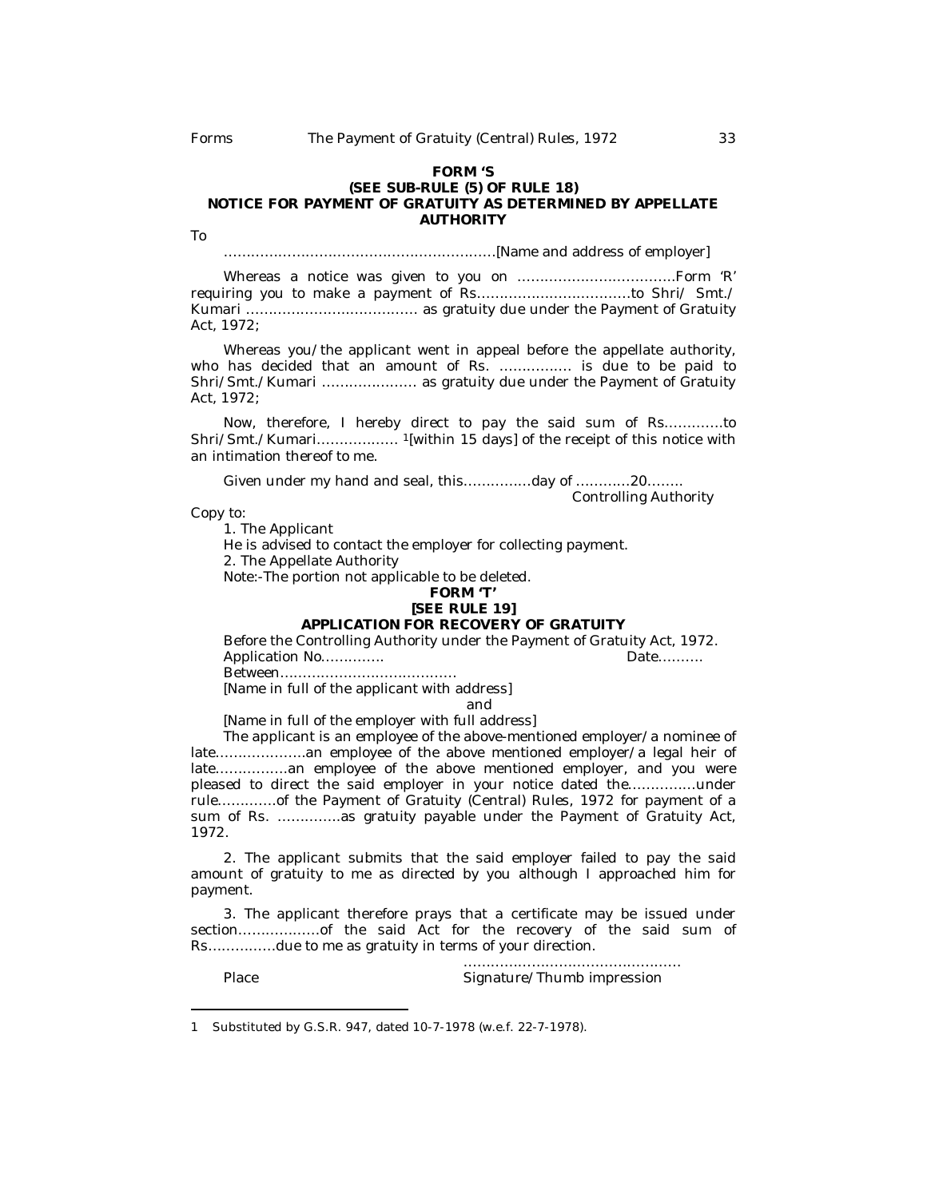**FORM 'S**

**(SEE SUB-RULE (5) OF RULE 18)**

**NOTICE FOR PAYMENT OF GRATUITY AS DETERMINED BY APPELLATE AUTHORITY**

To

……………………………………………………[Name and address of employer]

Whereas a notice was given to you on ……………………………Form 'R' requiring you to make a payment of Rs……………………………to Shri/ Smt./ Kumari ……………………………… as gratuity due under the Payment of Gratuity Act, 1972;

Whereas you/the applicant went in appeal before the appellate authority, who has decided that an amount of Rs. ……………. is due to be paid to Shri/Smt./Kumari ………………… as gratuity due under the Payment of Gratuity Act, 1972;

Now, therefore, I hereby direct to pay the said sum of Rs…………to Shri/Smt./Kumari……………… [1][within 15 days] of the receipt of this notice with an intimation thereof to me.

Given under my hand and seal, this……………day of …………20……..

Controlling Authority

Copy to:

1. The Applicant

He is advised to contact the employer for collecting payment.

2. The Appellate Authority

Note:-The portion not applicable to be deleted.

**FORM 'T'**

**[SEE RULE 19]**

**APPLICATION FOR RECOVERY OF GRATUITY**

Before the Controlling Authority under the Payment of Gratuity Act, 1972.

Application No…………. Date……….

Between…………………………………

[Name in full of the applicant with address]

and

[Name in full of the employer with full address]

The applicant is an employee of the above-mentioned employer/a nominee of late………………..an employee of the above mentioned employer/a legal heir of late…………….an employee of the above mentioned employer, and you were pleased to direct the said employer in your notice dated the……………under rule………….of the Payment of Gratuity (Central) Rules, 1972 for payment of a sum of Rs. ………….as gratuity payable under the Payment of Gratuity Act, 1972.

2. The applicant submits that the said employer failed to pay the said amount of gratuity to me as directed by you although I approached him for payment.

3. The applicant therefore prays that a certificate may be issued under section………………of the said Act for the recovery of the said sum of Rs……………due to me as gratuity in terms of your direction.

Place …………………………………………

Signature/Thumb impression

---

1 Substituted by G.S.R. 947, dated 10-7-1978 (w.e.f. 22-7-1978).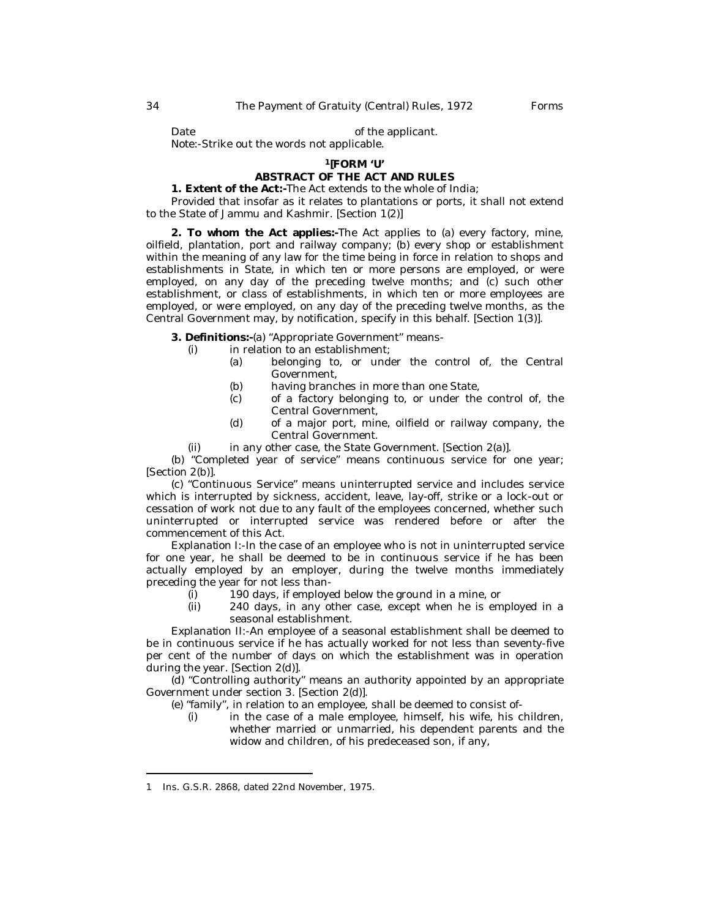Date                                                       of the applicant.

Note:-Strike out the words not applicable.

### [1][FORM 'U'

### ABSTRACT OF THE ACT AND RULES

**1. Extent of the Act:-**The Act extends to the whole of India;

Provided that insofar as it relates to plantations or ports, it shall not extend to the State of Jammu and Kashmir. [Section 1(2)]

**2. To whom the Act applies:-**The Act applies to (a) every factory, mine, oilfield, plantation, port and railway company; (b) every shop or establishment within the meaning of any law for the time being in force in relation to shops and establishments in State, in which ten or more persons are employed, or were employed, on any day of the preceding twelve months; and (c) such other establishment, or class of establishments, in which ten or more employees are employed, or were employed, on any day of the preceding twelve months, as the Central Government may, by notification, specify in this behalf. [Section 1(3)].

**3. Definitions:-**(a) "Appropriate Government" means-

- (i) in relation to an establishment;
  - (a) belonging to, or under the control of, the Central Government,
  - (b) having branches in more than one State,
  - (c) of a factory belonging to, or under the control of, the Central Government,
  - (d) of a major port, mine, oilfield or railway company, the Central Government.
- (ii) in any other case, the State Government. [Section 2(a)].

(b) "Completed year of service" means continuous service for one year; [Section 2(b)].

(c) "Continuous Service" means uninterrupted service and includes service which is interrupted by sickness, accident, leave, lay-off, strike or a lock-out or cessation of work not due to any fault of the employees concerned, whether such uninterrupted or interrupted service was rendered before or after the commencement of this Act.

Explanation I:-In the case of an employee who is not in uninterrupted service for one year, he shall be deemed to be in continuous service if he has been actually employed by an employer, during the twelve months immediately preceding the year for not less than-

- (i) 190 days, if employed below the ground in a mine, or
- (ii) 240 days, in any other case, except when he is employed in a seasonal establishment.

Explanation II:-An employee of a seasonal establishment shall be deemed to be in continuous service if he has actually worked for not less than seventy-five per cent of the number of days on which the establishment was in operation during the year. [Section 2(d)].

(d) "Controlling authority" means an authority appointed by an appropriate Government under section 3. [Section 2(d)].

(e) "family", in relation to an employee, shall be deemed to consist of-

- (i) in the case of a male employee, himself, his wife, his children, whether married or unmarried, his dependent parents and the widow and children, of his predeceased son, if any,

---

1 Ins. G.S.R. 2868, dated 22nd November, 1975.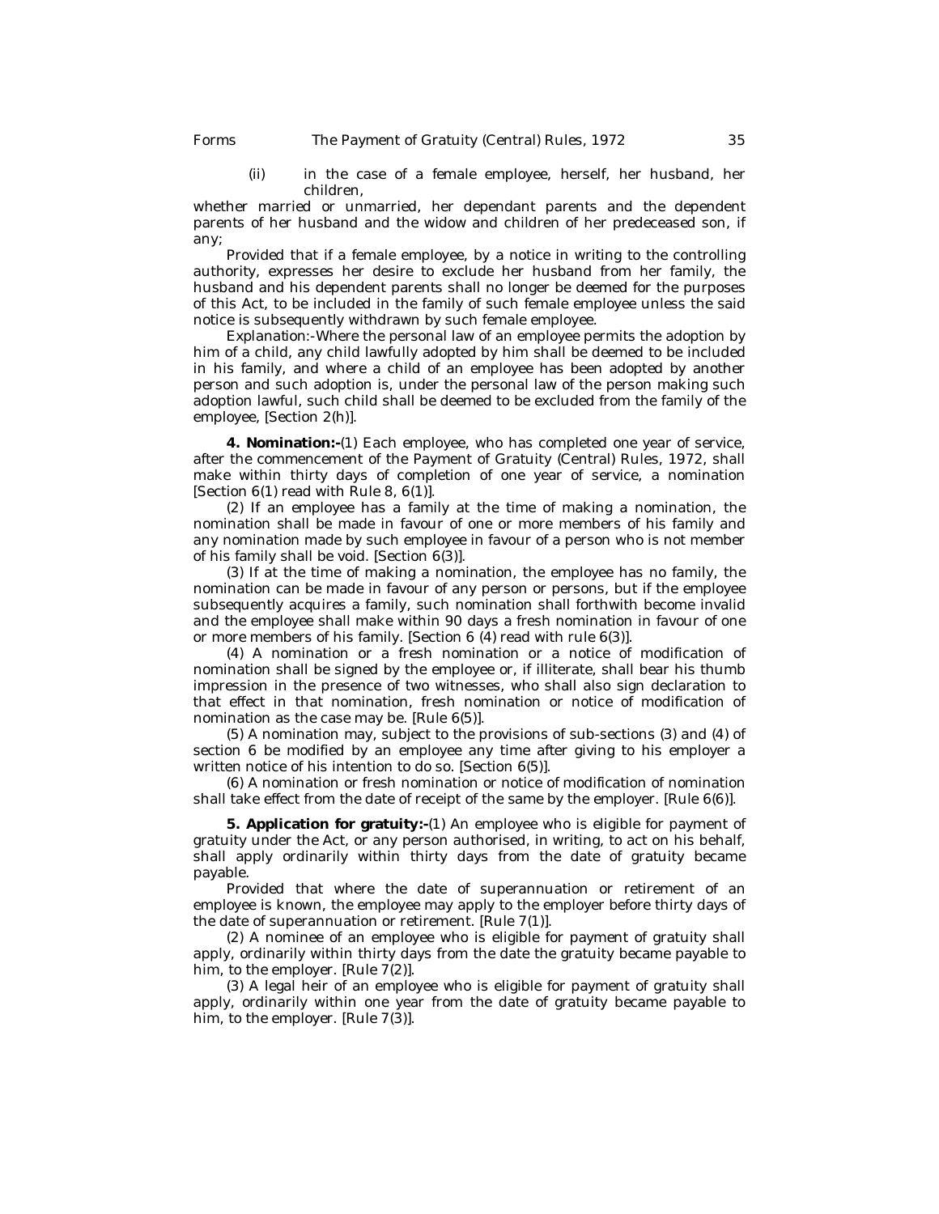(ii) in the case of a female employee, herself, her husband, her children,

whether married or unmarried, her dependant parents and the dependent parents of her husband and the widow and children of her predeceased son, if any;

Provided that if a female employee, by a notice in writing to the controlling authority, expresses her desire to exclude her husband from her family, the husband and his dependent parents shall no longer be deemed for the purposes of this Act, to be included in the family of such female employee unless the said notice is subsequently withdrawn by such female employee.

Explanation:-Where the personal law of an employee permits the adoption by him of a child, any child lawfully adopted by him shall be deemed to be included in his family, and where a child of an employee has been adopted by another person and such adoption is, under the personal law of the person making such adoption lawful, such child shall be deemed to be excluded from the family of the employee, [Section 2(h)].

**4. Nomination:-**(1) Each employee, who has completed one year of service, after the commencement of the Payment of Gratuity (Central) Rules, 1972, shall make within thirty days of completion of one year of service, a nomination [Section 6(1) read with Rule 8, 6(1)].

(2) If an employee has a family at the time of making a nomination, the nomination shall be made in favour of one or more members of his family and any nomination made by such employee in favour of a person who is not member of his family shall be void. [Section 6(3)].

(3) If at the time of making a nomination, the employee has no family, the nomination can be made in favour of any person or persons, but if the employee subsequently acquires a family, such nomination shall forthwith become invalid and the employee shall make within 90 days a fresh nomination in favour of one or more members of his family. [Section 6 (4) read with rule 6(3)].

(4) A nomination or a fresh nomination or a notice of modification of nomination shall be signed by the employee or, if illiterate, shall bear his thumb impression in the presence of two witnesses, who shall also sign declaration to that effect in that nomination, fresh nomination or notice of modification of nomination as the case may be. [Rule 6(5)].

(5) A nomination may, subject to the provisions of sub-sections (3) and (4) of section 6 be modified by an employee any time after giving to his employer a written notice of his intention to do so. [Section 6(5)].

(6) A nomination or fresh nomination or notice of modification of nomination shall take effect from the date of receipt of the same by the employer. [Rule 6(6)].

**5. Application for gratuity:-**(1) An employee who is eligible for payment of gratuity under the Act, or any person authorised, in writing, to act on his behalf, shall apply ordinarily within thirty days from the date of gratuity became payable.

Provided that where the date of superannuation or retirement of an employee is known, the employee may apply to the employer before thirty days of the date of superannuation or retirement. [Rule 7(1)].

(2) A nominee of an employee who is eligible for payment of gratuity shall apply, ordinarily within thirty days from the date the gratuity became payable to him, to the employer. [Rule 7(2)].

(3) A legal heir of an employee who is eligible for payment of gratuity shall apply, ordinarily within one year from the date of gratuity became payable to him, to the employer. [Rule 7(3)].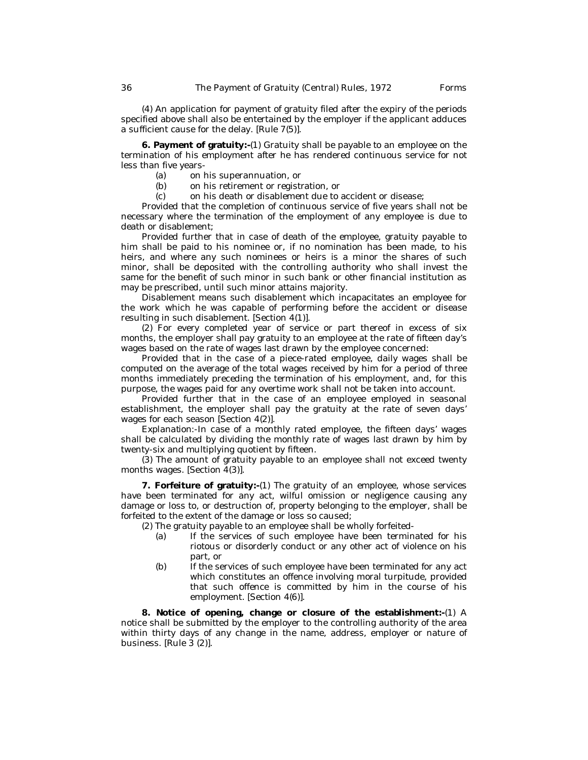(4) An application for payment of gratuity filed after the expiry of the periods specified above shall also be entertained by the employer if the applicant adduces a sufficient cause for the delay. [Rule 7(5)].

**6. Payment of gratuity:-**(1) Gratuity shall be payable to an employee on the termination of his employment after he has rendered continuous service for not less than five years-

(a) on his superannuation, or

(b) on his retirement or registration, or

(c) on his death or disablement due to accident or disease;

Provided that the completion of continuous service of five years shall not be necessary where the termination of the employment of any employee is due to death or disablement;

Provided further that in case of death of the employee, gratuity payable to him shall be paid to his nominee or, if no nomination has been made, to his heirs, and where any such nominees or heirs is a minor the shares of such minor, shall be deposited with the controlling authority who shall invest the same for the benefit of such minor in such bank or other financial institution as may be prescribed, until such minor attains majority.

Disablement means such disablement which incapacitates an employee for the work which he was capable of performing before the accident or disease resulting in such disablement. [Section 4(1)].

(2) For every completed year of service or part thereof in excess of six months, the employer shall pay gratuity to an employee at the rate of fifteen day's wages based on the rate of wages last drawn by the employee concerned:

Provided that in the case of a piece-rated employee, daily wages shall be computed on the average of the total wages received by him for a period of three months immediately preceding the termination of his employment, and, for this purpose, the wages paid for any overtime work shall not be taken into account.

Provided further that in the case of an employee employed in seasonal establishment, the employer shall pay the gratuity at the rate of seven days' wages for each season [Section 4(2)].

Explanation:-In case of a monthly rated employee, the fifteen days' wages shall be calculated by dividing the monthly rate of wages last drawn by him by twenty-six and multiplying quotient by fifteen.

(3) The amount of gratuity payable to an employee shall not exceed twenty months wages. [Section 4(3)].

**7. Forfeiture of gratuity:-**(1) The gratuity of an employee, whose services have been terminated for any act, wilful omission or negligence causing any damage or loss to, or destruction of, property belonging to the employer, shall be forfeited to the extent of the damage or loss so caused;

(2) The gratuity payable to an employee shall be wholly forfeited-

(a) If the services of such employee have been terminated for his riotous or disorderly conduct or any other act of violence on his part, or

(b) If the services of such employee have been terminated for any act which constitutes an offence involving moral turpitude, provided that such offence is committed by him in the course of his employment. [Section 4(6)].

**8. Notice of opening, change or closure of the establishment:-**(1) A notice shall be submitted by the employer to the controlling authority of the area within thirty days of any change in the name, address, employer or nature of business. [Rule 3 (2)].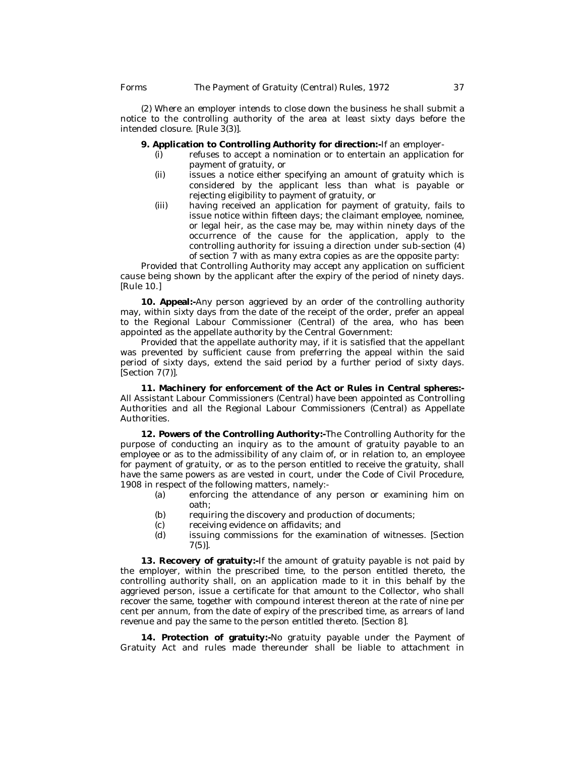(2) Where an employer intends to close down the business he shall submit a notice to the controlling authority of the area at least sixty days before the intended closure. [Rule 3(3)].

**9. Application to Controlling Authority for direction:-**If an employer-

(i) refuses to accept a nomination or to entertain an application for payment of gratuity, or

(ii) issues a notice either specifying an amount of gratuity which is considered by the applicant less than what is payable or rejecting eligibility to payment of gratuity, or

(iii) having received an application for payment of gratuity, fails to issue notice within fifteen days; the claimant employee, nominee, or legal heir, as the case may be, may within ninety days of the occurrence of the cause for the application, apply to the controlling authority for issuing a direction under sub-section (4) of section 7 with as many extra copies as are the opposite party:

Provided that Controlling Authority may accept any application on sufficient cause being shown by the applicant after the expiry of the period of ninety days. [Rule 10.]

**10. Appeal:-**Any person aggrieved by an order of the controlling authority may, within sixty days from the date of the receipt of the order, prefer an appeal to the Regional Labour Commissioner (Central) of the area, who has been appointed as the appellate authority by the Central Government:

Provided that the appellate authority may, if it is satisfied that the appellant was prevented by sufficient cause from preferring the appeal within the said period of sixty days, extend the said period by a further period of sixty days. [Section 7(7)].

**11. Machinery for enforcement of the Act or Rules in Central spheres:-** All Assistant Labour Commissioners (Central) have been appointed as Controlling Authorities and all the Regional Labour Commissioners (Central) as Appellate Authorities.

**12. Powers of the Controlling Authority:-**The Controlling Authority for the purpose of conducting an inquiry as to the amount of gratuity payable to an employee or as to the admissibility of any claim of, or in relation to, an employee for payment of gratuity, or as to the person entitled to receive the gratuity, shall have the same powers as are vested in court, under the Code of Civil Procedure, 1908 in respect of the following matters, namely:-

(a) enforcing the attendance of any person or examining him on oath;

(b) requiring the discovery and production of documents;

(c) receiving evidence on affidavits; and

(d) issuing commissions for the examination of witnesses. [Section 7(5)].

**13. Recovery of gratuity:-**If the amount of gratuity payable is not paid by the employer, within the prescribed time, to the person entitled thereto, the controlling authority shall, on an application made to it in this behalf by the aggrieved person, issue a certificate for that amount to the Collector, who shall recover the same, together with compound interest thereon at the rate of nine per cent per annum, from the date of expiry of the prescribed time, as arrears of land revenue and pay the same to the person entitled thereto. [Section 8].

**14. Protection of gratuity:-**No gratuity payable under the Payment of Gratuity Act and rules made thereunder shall be liable to attachment in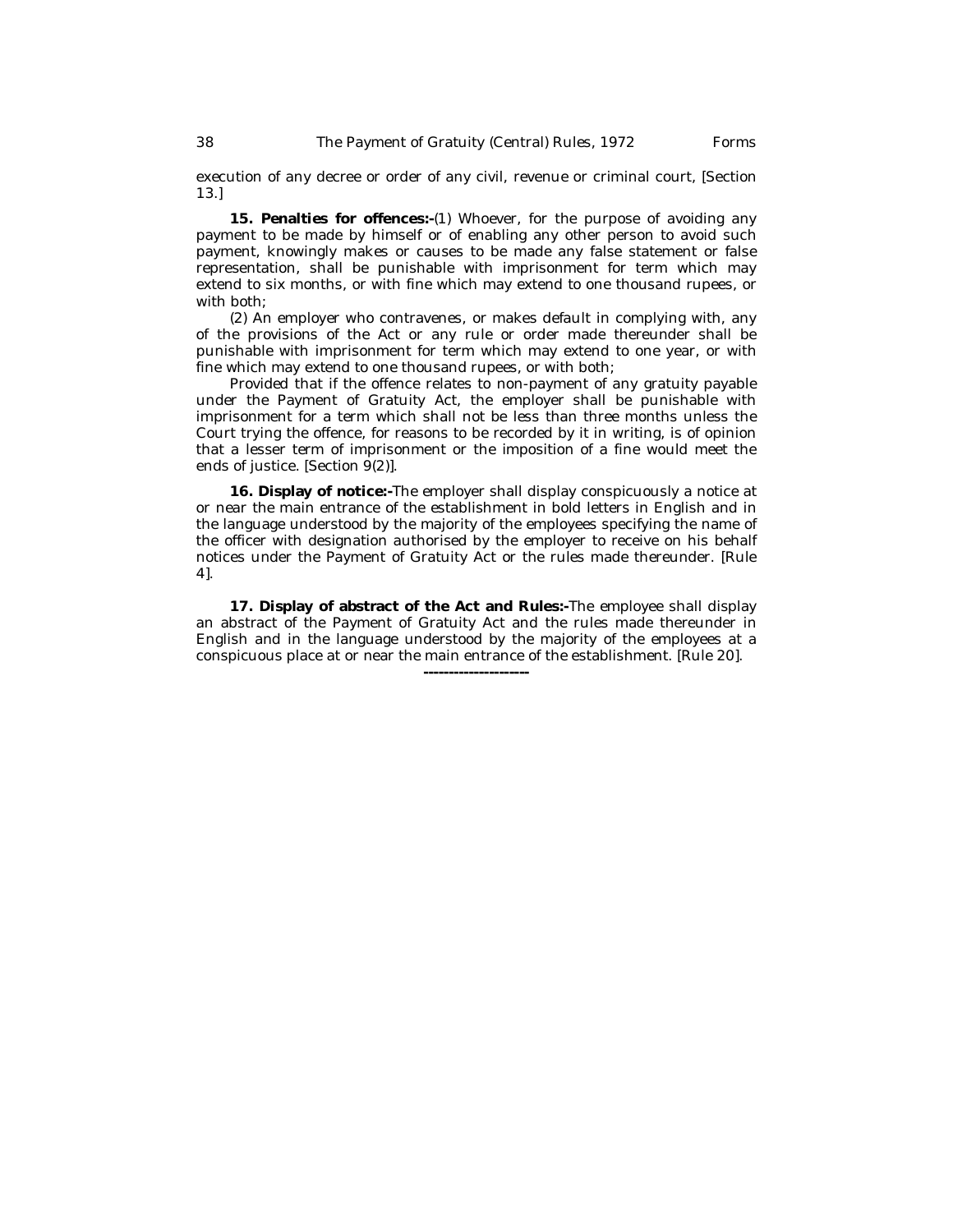execution of any decree or order of any civil, revenue or criminal court, [Section 13.]

**15. Penalties for offences:-**(1) Whoever, for the purpose of avoiding any payment to be made by himself or of enabling any other person to avoid such payment, knowingly makes or causes to be made any false statement or false representation, shall be punishable with imprisonment for term which may extend to six months, or with fine which may extend to one thousand rupees, or with both;

(2) An employer who contravenes, or makes default in complying with, any of the provisions of the Act or any rule or order made thereunder shall be punishable with imprisonment for term which may extend to one year, or with fine which may extend to one thousand rupees, or with both;

Provided that if the offence relates to non-payment of any gratuity payable under the Payment of Gratuity Act, the employer shall be punishable with imprisonment for a term which shall not be less than three months unless the Court trying the offence, for reasons to be recorded by it in writing, is of opinion that a lesser term of imprisonment or the imposition of a fine would meet the ends of justice. [Section 9(2)].

**16. Display of notice:-**The employer shall display conspicuously a notice at or near the main entrance of the establishment in bold letters in English and in the language understood by the majority of the employees specifying the name of the officer with designation authorised by the employer to receive on his behalf notices under the Payment of Gratuity Act or the rules made thereunder. [Rule 4].

**17. Display of abstract of the Act and Rules:-**The employee shall display an abstract of the Payment of Gratuity Act and the rules made thereunder in English and in the language understood by the majority of the employees at a conspicuous place at or near the main entrance of the establishment. [Rule 20].

---------------------